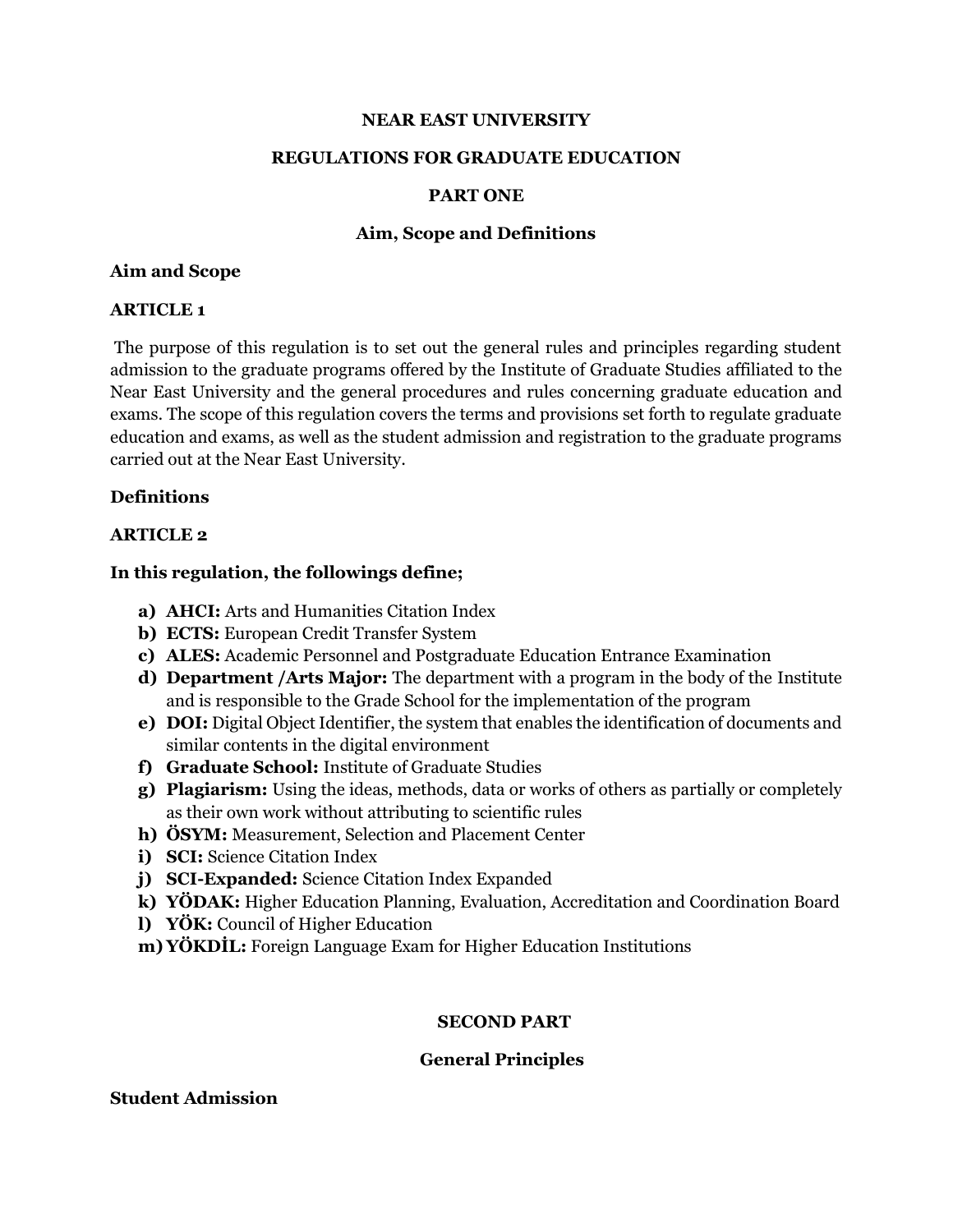# NEAR EAST UNIVERSITY

# REGULATIONS FOR GRADUATE EDUCATION

## PART ONE

## Aim, Scope and Definitions

### Aim and Scope

### ARTICLE 1

The purpose of this regulation is to set out the general rules and principles regarding student admission to the graduate programs offered by the Institute of Graduate Studies affiliated to the Near East University and the general procedures and rules concerning graduate education and exams. The scope of this regulation covers the terms and provisions set forth to regulate graduate education and exams, as well as the student admission and registration to the graduate programs carried out at the Near East University.

### Definitions

### ARTICLE 2

**In this regulation, the followings define;**

- **a) AHCI:** Arts and Humanities Citation Index
- **b) ECTS:** European Credit Transfer System
- **c) ALES:** Academic Personnel and Postgraduate Education Entrance Examination
- **d) Department /Arts Major:** The department with a program in the body of the Institute and is responsible to the Grade School for the implementation of the program
- **e) DOI:** Digital Object Identifier, the system that enables the identification of documents and similar contents in the digital environment
- **f) Graduate School:** Institute of Graduate Studies
- **g) Plagiarism:** Using the ideas, methods, data or works of others as partially or completely as their own work without attributing to scientific rules
- **h) ÖSYM:** Measurement, Selection and Placement Center
- **i) SCI:** Science Citation Index
- **j) SCI-Expanded:** Science Citation Index Expanded
- **k) YÖDAK:** Higher Education Planning, Evaluation, Accreditation and Coordination Board
- **l) YÖK:** Council of Higher Education
- **m) YÖKDİL:** Foreign Language Exam for Higher Education Institutions

## SECOND PART

## General Principles

### Student Admission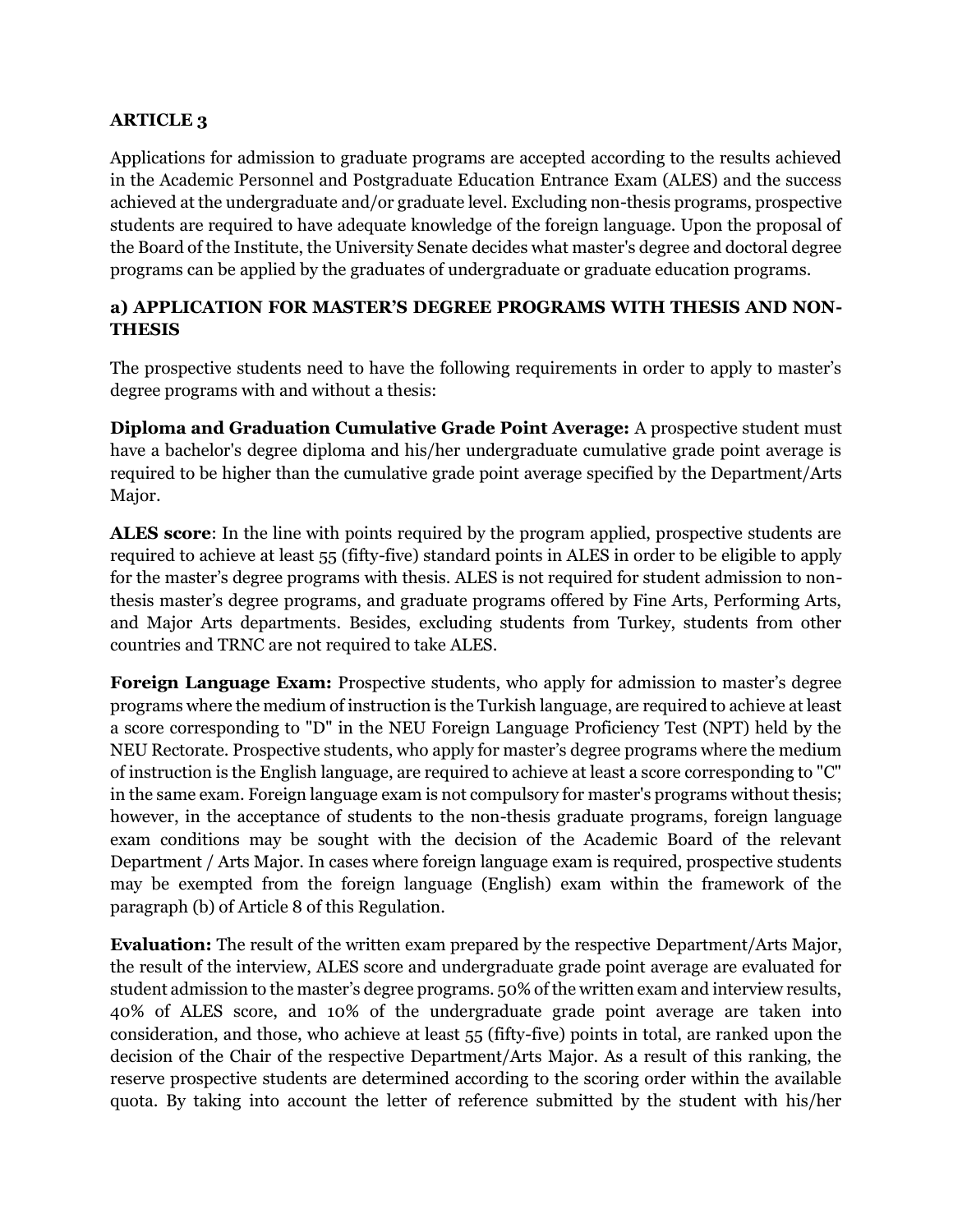## ARTICLE 3

Applications for admission to graduate programs are accepted according to the results achieved in the Academic Personnel and Postgraduate Education Entrance Exam (ALES) and the success achieved at the undergraduate and/or graduate level. Excluding non-thesis programs, prospective students are required to have adequate knowledge of the foreign language. Upon the proposal of the Board of the Institute, the University Senate decides what master's degree and doctoral degree programs can be applied by the graduates of undergraduate or graduate education programs.

### a) APPLICATION FOR MASTER'S DEGREE PROGRAMS WITH THESIS AND NON-THESIS

The prospective students need to have the following requirements in order to apply to master's degree programs with and without a thesis:

**Diploma and Graduation Cumulative Grade Point Average:** A prospective student must have a bachelor's degree diploma and his/her undergraduate cumulative grade point average is required to be higher than the cumulative grade point average specified by the Department/Arts Major.

**ALES score**: In the line with points required by the program applied, prospective students are required to achieve at least 55 (fifty-five) standard points in ALES in order to be eligible to apply for the master's degree programs with thesis. ALES is not required for student admission to non-thesis master's degree programs, and graduate programs offered by Fine Arts, Performing Arts, and Major Arts departments. Besides, excluding students from Turkey, students from other countries and TRNC are not required to take ALES.

**Foreign Language Exam:** Prospective students, who apply for admission to master's degree programs where the medium of instruction is the Turkish language, are required to achieve at least a score corresponding to "D" in the NEU Foreign Language Proficiency Test (NPT) held by the NEU Rectorate. Prospective students, who apply for master's degree programs where the medium of instruction is the English language, are required to achieve at least a score corresponding to "C" in the same exam. Foreign language exam is not compulsory for master's programs without thesis; however, in the acceptance of students to the non-thesis graduate programs, foreign language exam conditions may be sought with the decision of the Academic Board of the relevant Department / Arts Major. In cases where foreign language exam is required, prospective students may be exempted from the foreign language (English) exam within the framework of the paragraph (b) of Article 8 of this Regulation.

**Evaluation:** The result of the written exam prepared by the respective Department/Arts Major, the result of the interview, ALES score and undergraduate grade point average are evaluated for student admission to the master's degree programs. 50% of the written exam and interview results, 40% of ALES score, and 10% of the undergraduate grade point average are taken into consideration, and those, who achieve at least 55 (fifty-five) points in total, are ranked upon the decision of the Chair of the respective Department/Arts Major. As a result of this ranking, the reserve prospective students are determined according to the scoring order within the available quota. By taking into account the letter of reference submitted by the student with his/her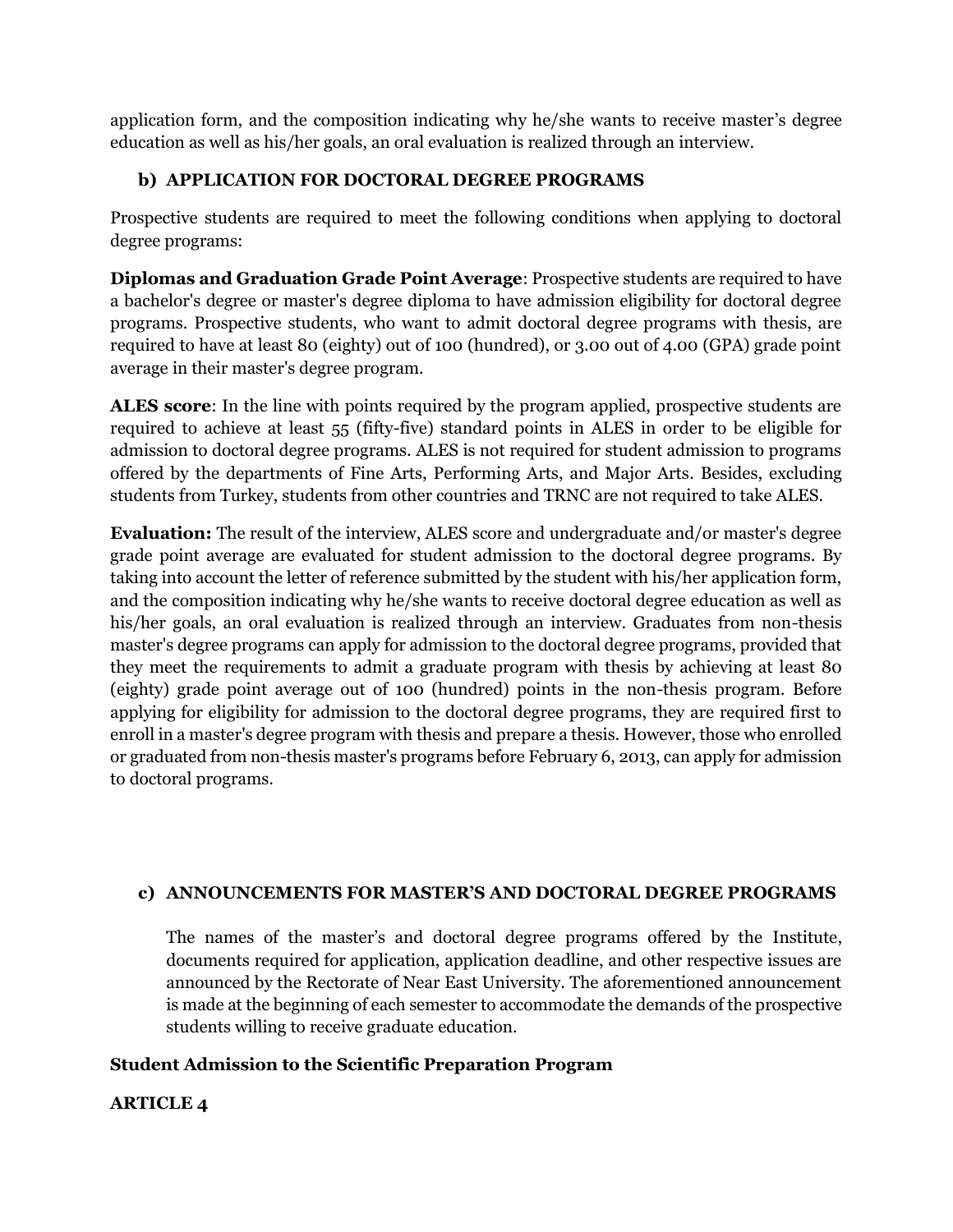application form, and the composition indicating why he/she wants to receive master's degree education as well as his/her goals, an oral evaluation is realized through an interview.

### b) APPLICATION FOR DOCTORAL DEGREE PROGRAMS

Prospective students are required to meet the following conditions when applying to doctoral degree programs:

**Diplomas and Graduation Grade Point Average**: Prospective students are required to have a bachelor's degree or master's degree diploma to have admission eligibility for doctoral degree programs. Prospective students, who want to admit doctoral degree programs with thesis, are required to have at least 80 (eighty) out of 100 (hundred), or 3.00 out of 4.00 (GPA) grade point average in their master's degree program.

**ALES score**: In the line with points required by the program applied, prospective students are required to achieve at least 55 (fifty-five) standard points in ALES in order to be eligible for admission to doctoral degree programs. ALES is not required for student admission to programs offered by the departments of Fine Arts, Performing Arts, and Major Arts. Besides, excluding students from Turkey, students from other countries and TRNC are not required to take ALES.

**Evaluation:** The result of the interview, ALES score and undergraduate and/or master's degree grade point average are evaluated for student admission to the doctoral degree programs. By taking into account the letter of reference submitted by the student with his/her application form, and the composition indicating why he/she wants to receive doctoral degree education as well as his/her goals, an oral evaluation is realized through an interview. Graduates from non-thesis master's degree programs can apply for admission to the doctoral degree programs, provided that they meet the requirements to admit a graduate program with thesis by achieving at least 80 (eighty) grade point average out of 100 (hundred) points in the non-thesis program. Before applying for eligibility for admission to the doctoral degree programs, they are required first to enroll in a master's degree program with thesis and prepare a thesis. However, those who enrolled or graduated from non-thesis master's programs before February 6, 2013, can apply for admission to doctoral programs.

### c) ANNOUNCEMENTS FOR MASTER'S AND DOCTORAL DEGREE PROGRAMS

The names of the master's and doctoral degree programs offered by the Institute, documents required for application, application deadline, and other respective issues are announced by the Rectorate of Near East University. The aforementioned announcement is made at the beginning of each semester to accommodate the demands of the prospective students willing to receive graduate education.

## Student Admission to the Scientific Preparation Program

**ARTICLE 4**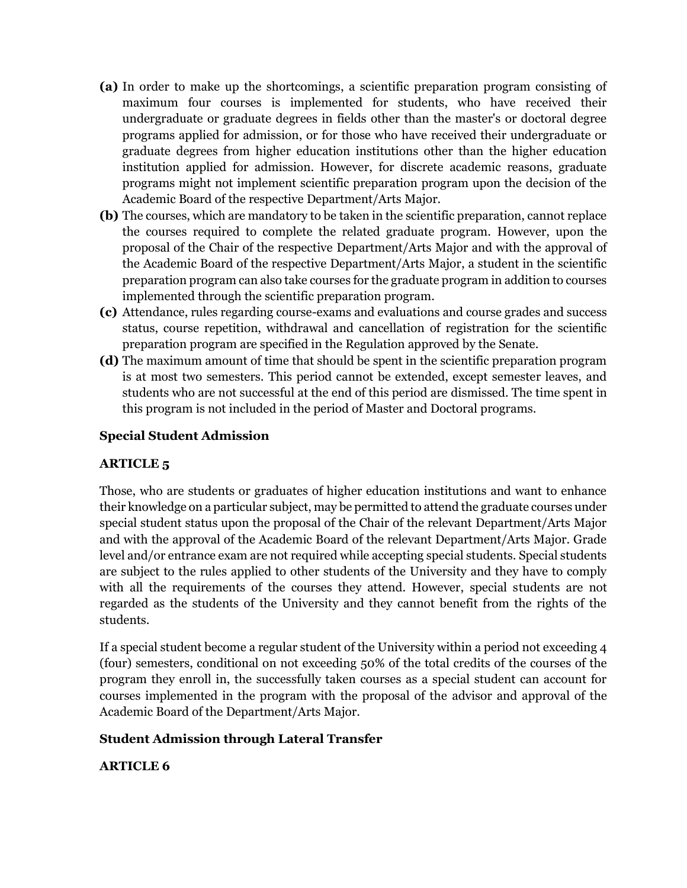**(a)** In order to make up the shortcomings, a scientific preparation program consisting of maximum four courses is implemented for students, who have received their undergraduate or graduate degrees in fields other than the master's or doctoral degree programs applied for admission, or for those who have received their undergraduate or graduate degrees from higher education institutions other than the higher education institution applied for admission. However, for discrete academic reasons, graduate programs might not implement scientific preparation program upon the decision of the Academic Board of the respective Department/Arts Major.

**(b)** The courses, which are mandatory to be taken in the scientific preparation, cannot replace the courses required to complete the related graduate program. However, upon the proposal of the Chair of the respective Department/Arts Major and with the approval of the Academic Board of the respective Department/Arts Major, a student in the scientific preparation program can also take courses for the graduate program in addition to courses implemented through the scientific preparation program.

**(c)** Attendance, rules regarding course-exams and evaluations and course grades and success status, course repetition, withdrawal and cancellation of registration for the scientific preparation program are specified in the Regulation approved by the Senate.

**(d)** The maximum amount of time that should be spent in the scientific preparation program is at most two semesters. This period cannot be extended, except semester leaves, and students who are not successful at the end of this period are dismissed. The time spent in this program is not included in the period of Master and Doctoral programs.

**Special Student Admission**

**ARTICLE 5**

Those, who are students or graduates of higher education institutions and want to enhance their knowledge on a particular subject, may be permitted to attend the graduate courses under special student status upon the proposal of the Chair of the relevant Department/Arts Major and with the approval of the Academic Board of the relevant Department/Arts Major. Grade level and/or entrance exam are not required while accepting special students. Special students are subject to the rules applied to other students of the University and they have to comply with all the requirements of the courses they attend. However, special students are not regarded as the students of the University and they cannot benefit from the rights of the students.

If a special student become a regular student of the University within a period not exceeding 4 (four) semesters, conditional on not exceeding 50% of the total credits of the courses of the program they enroll in, the successfully taken courses as a special student can account for courses implemented in the program with the proposal of the advisor and approval of the Academic Board of the Department/Arts Major.

**Student Admission through Lateral Transfer**

**ARTICLE 6**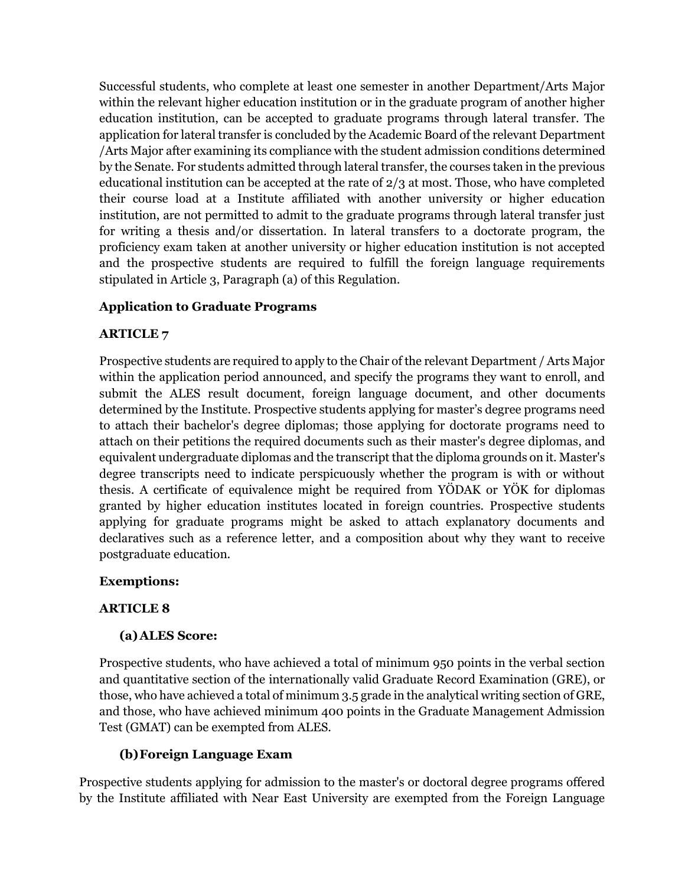Successful students, who complete at least one semester in another Department/Arts Major within the relevant higher education institution or in the graduate program of another higher education institution, can be accepted to graduate programs through lateral transfer. The application for lateral transfer is concluded by the Academic Board of the relevant Department /Arts Major after examining its compliance with the student admission conditions determined by the Senate. For students admitted through lateral transfer, the courses taken in the previous educational institution can be accepted at the rate of 2/3 at most. Those, who have completed their course load at a Institute affiliated with another university or higher education institution, are not permitted to admit to the graduate programs through lateral transfer just for writing a thesis and/or dissertation. In lateral transfers to a doctorate program, the proficiency exam taken at another university or higher education institution is not accepted and the prospective students are required to fulfill the foreign language requirements stipulated in Article 3, Paragraph (a) of this Regulation.

### Application to Graduate Programs

### ARTICLE 7

Prospective students are required to apply to the Chair of the relevant Department / Arts Major within the application period announced, and specify the programs they want to enroll, and submit the ALES result document, foreign language document, and other documents determined by the Institute. Prospective students applying for master's degree programs need to attach their bachelor's degree diplomas; those applying for doctorate programs need to attach on their petitions the required documents such as their master's degree diplomas, and equivalent undergraduate diplomas and the transcript that the diploma grounds on it. Master's degree transcripts need to indicate perspicuously whether the program is with or without thesis. A certificate of equivalence might be required from YÖDAK or YÖK for diplomas granted by higher education institutes located in foreign countries. Prospective students applying for graduate programs might be asked to attach explanatory documents and declaratives such as a reference letter, and a composition about why they want to receive postgraduate education.

### Exemptions:

### ARTICLE 8

#### (a) ALES Score:

Prospective students, who have achieved a total of minimum 950 points in the verbal section and quantitative section of the internationally valid Graduate Record Examination (GRE), or those, who have achieved a total of minimum 3.5 grade in the analytical writing section of GRE, and those, who have achieved minimum 400 points in the Graduate Management Admission Test (GMAT) can be exempted from ALES.

#### (b) Foreign Language Exam

Prospective students applying for admission to the master's or doctoral degree programs offered by the Institute affiliated with Near East University are exempted from the Foreign Language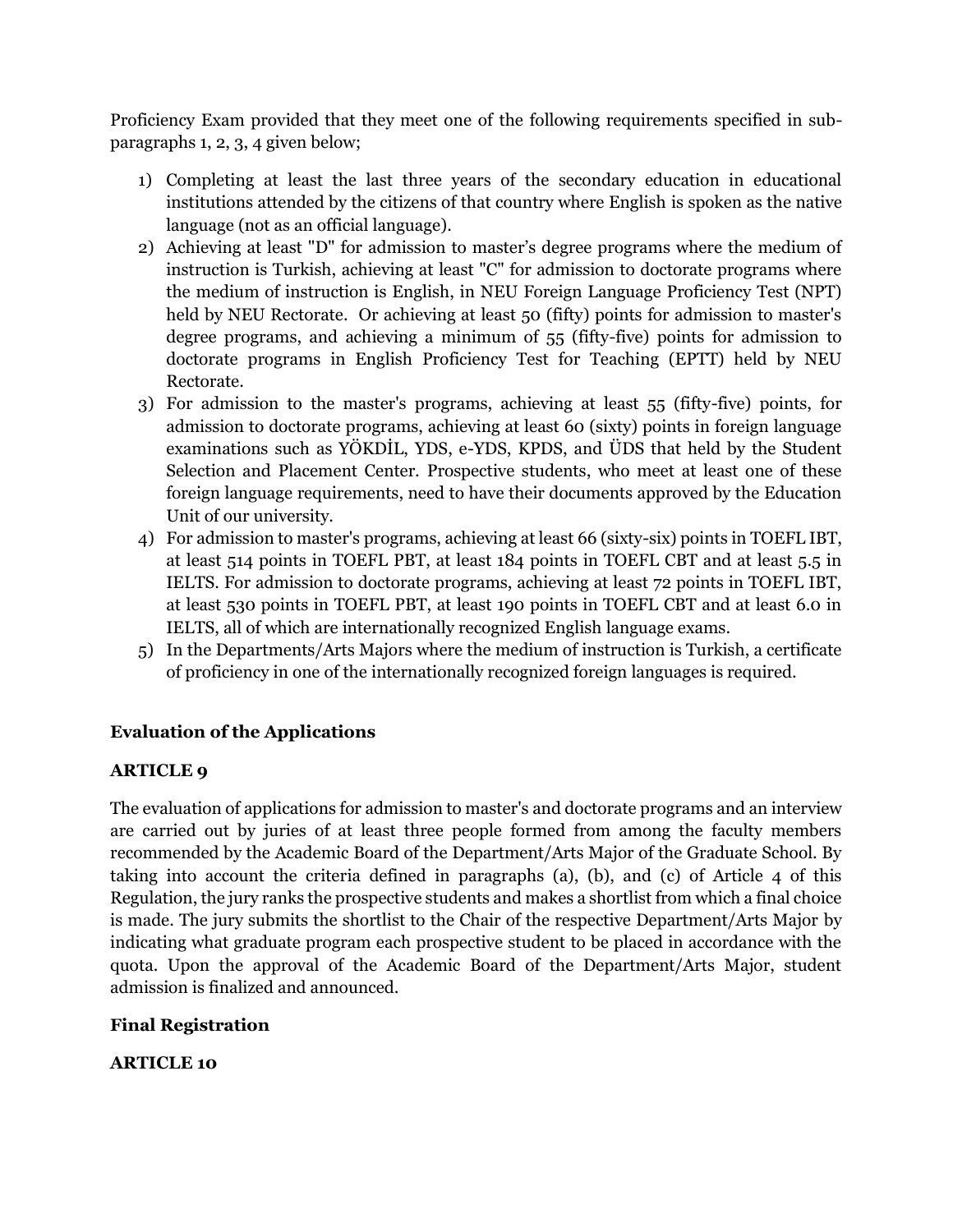Proficiency Exam provided that they meet one of the following requirements specified in sub-paragraphs 1, 2, 3, 4 given below;

1) Completing at least the last three years of the secondary education in educational institutions attended by the citizens of that country where English is spoken as the native language (not as an official language).
2) Achieving at least "D" for admission to master's degree programs where the medium of instruction is Turkish, achieving at least "C" for admission to doctorate programs where the medium of instruction is English, in NEU Foreign Language Proficiency Test (NPT) held by NEU Rectorate. Or achieving at least 50 (fifty) points for admission to master's degree programs, and achieving a minimum of 55 (fifty-five) points for admission to doctorate programs in English Proficiency Test for Teaching (EPTT) held by NEU Rectorate.
3) For admission to the master's programs, achieving at least 55 (fifty-five) points, for admission to doctorate programs, achieving at least 60 (sixty) points in foreign language examinations such as YÖKDİL, YDS, e-YDS, KPDS, and ÜDS that held by the Student Selection and Placement Center. Prospective students, who meet at least one of these foreign language requirements, need to have their documents approved by the Education Unit of our university.
4) For admission to master's programs, achieving at least 66 (sixty-six) points in TOEFL IBT, at least 514 points in TOEFL PBT, at least 184 points in TOEFL CBT and at least 5.5 in IELTS. For admission to doctorate programs, achieving at least 72 points in TOEFL IBT, at least 530 points in TOEFL PBT, at least 190 points in TOEFL CBT and at least 6.0 in IELTS, all of which are internationally recognized English language exams.
5) In the Departments/Arts Majors where the medium of instruction is Turkish, a certificate of proficiency in one of the internationally recognized foreign languages is required.

**Evaluation of the Applications**

**ARTICLE 9**

The evaluation of applications for admission to master's and doctorate programs and an interview are carried out by juries of at least three people formed from among the faculty members recommended by the Academic Board of the Department/Arts Major of the Graduate School. By taking into account the criteria defined in paragraphs (a), (b), and (c) of Article 4 of this Regulation, the jury ranks the prospective students and makes a shortlist from which a final choice is made. The jury submits the shortlist to the Chair of the respective Department/Arts Major by indicating what graduate program each prospective student to be placed in accordance with the quota. Upon the approval of the Academic Board of the Department/Arts Major, student admission is finalized and announced.

**Final Registration**

**ARTICLE 10**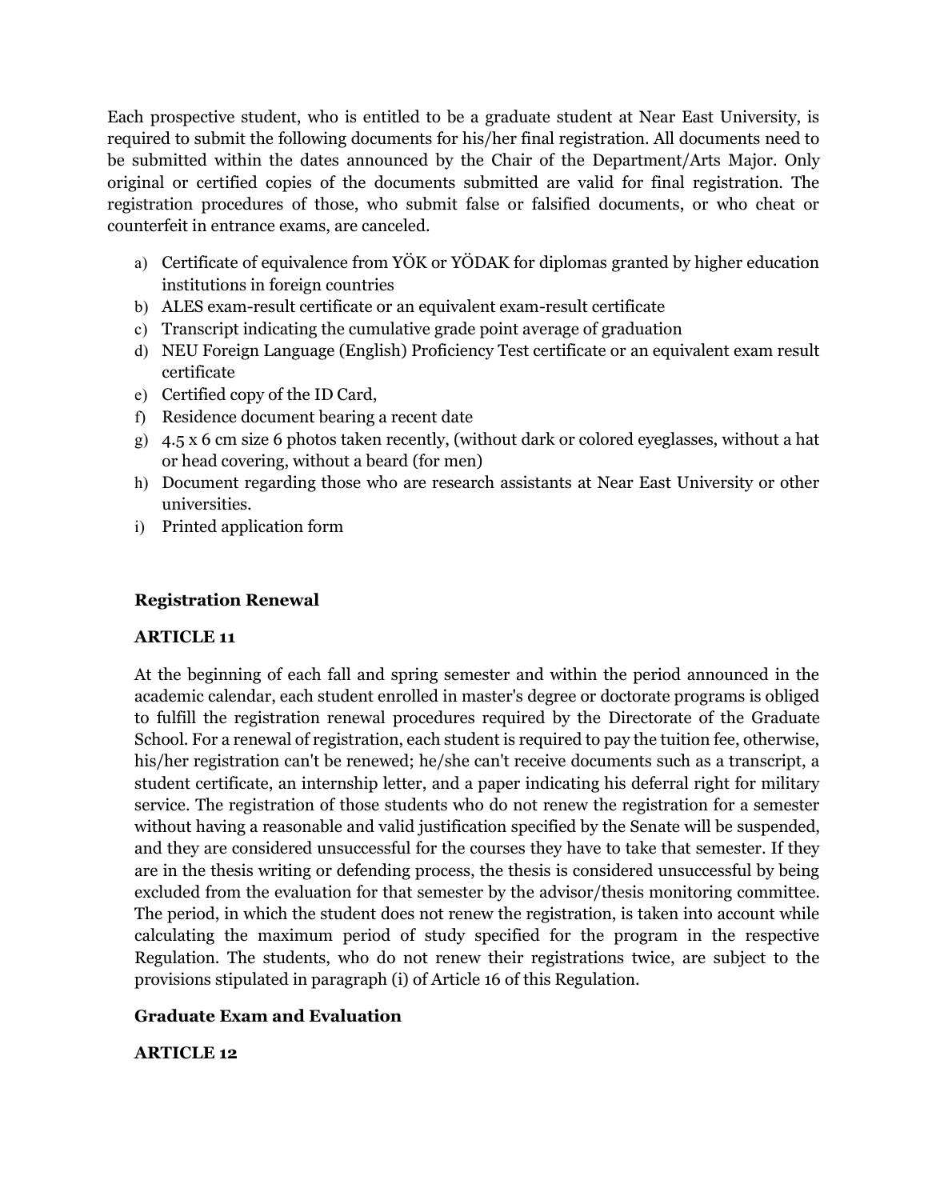Each prospective student, who is entitled to be a graduate student at Near East University, is required to submit the following documents for his/her final registration. All documents need to be submitted within the dates announced by the Chair of the Department/Arts Major. Only original or certified copies of the documents submitted are valid for final registration. The registration procedures of those, who submit false or falsified documents, or who cheat or counterfeit in entrance exams, are canceled.

a) Certificate of equivalence from YÖK or YÖDAK for diplomas granted by higher education institutions in foreign countries
b) ALES exam-result certificate or an equivalent exam-result certificate
c) Transcript indicating the cumulative grade point average of graduation
d) NEU Foreign Language (English) Proficiency Test certificate or an equivalent exam result certificate
e) Certified copy of the ID Card,
f) Residence document bearing a recent date
g) 4.5 x 6 cm size 6 photos taken recently, (without dark or colored eyeglasses, without a hat or head covering, without a beard (for men)
h) Document regarding those who are research assistants at Near East University or other universities.
i) Printed application form

**Registration Renewal**

**ARTICLE 11**

At the beginning of each fall and spring semester and within the period announced in the academic calendar, each student enrolled in master's degree or doctorate programs is obliged to fulfill the registration renewal procedures required by the Directorate of the Graduate School. For a renewal of registration, each student is required to pay the tuition fee, otherwise, his/her registration can't be renewed; he/she can't receive documents such as a transcript, a student certificate, an internship letter, and a paper indicating his deferral right for military service. The registration of those students who do not renew the registration for a semester without having a reasonable and valid justification specified by the Senate will be suspended, and they are considered unsuccessful for the courses they have to take that semester. If they are in the thesis writing or defending process, the thesis is considered unsuccessful by being excluded from the evaluation for that semester by the advisor/thesis monitoring committee. The period, in which the student does not renew the registration, is taken into account while calculating the maximum period of study specified for the program in the respective Regulation. The students, who do not renew their registrations twice, are subject to the provisions stipulated in paragraph (i) of Article 16 of this Regulation.

**Graduate Exam and Evaluation**

**ARTICLE 12**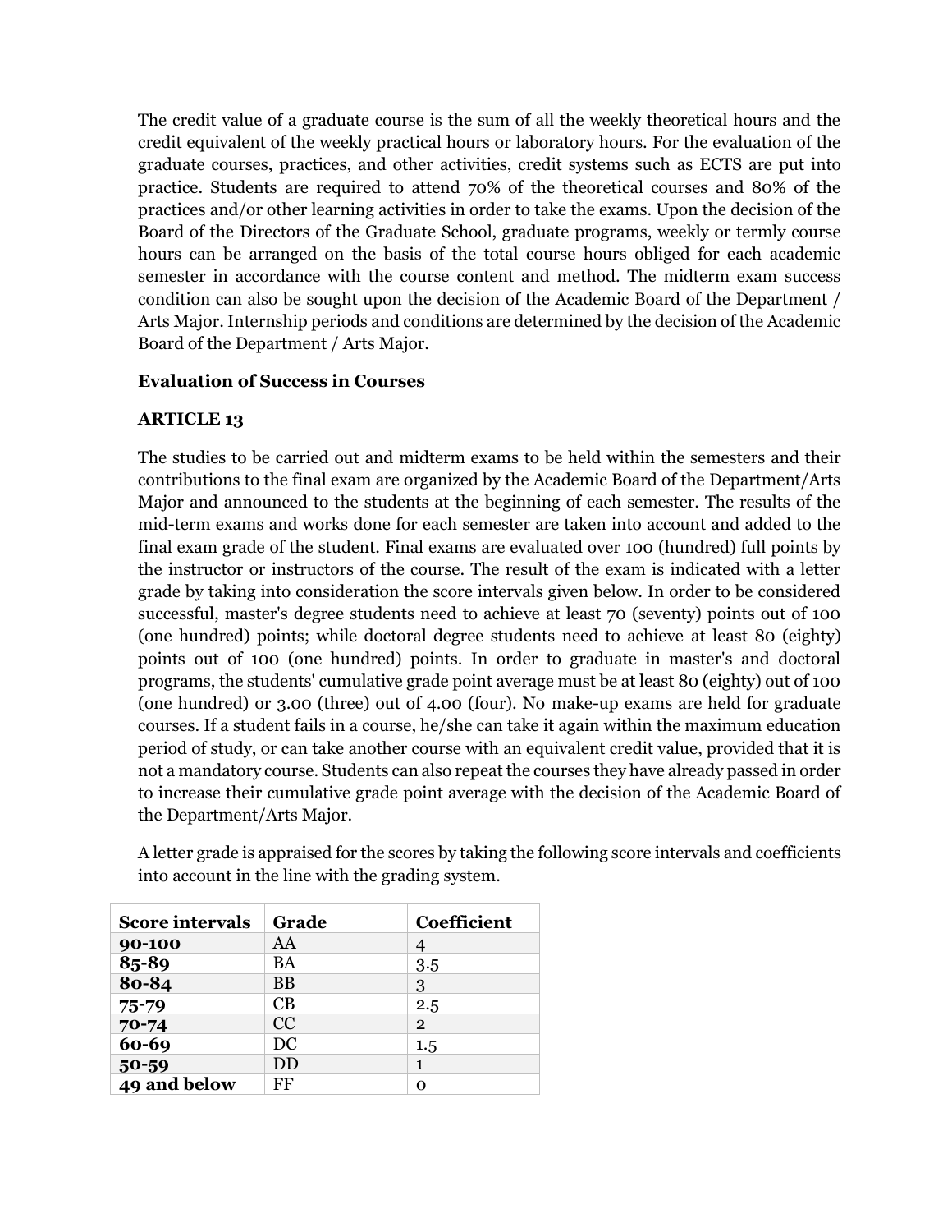The credit value of a graduate course is the sum of all the weekly theoretical hours and the credit equivalent of the weekly practical hours or laboratory hours. For the evaluation of the graduate courses, practices, and other activities, credit systems such as ECTS are put into practice. Students are required to attend 70% of the theoretical courses and 80% of the practices and/or other learning activities in order to take the exams. Upon the decision of the Board of the Directors of the Graduate School, graduate programs, weekly or termly course hours can be arranged on the basis of the total course hours obliged for each academic semester in accordance with the course content and method. The midterm exam success condition can also be sought upon the decision of the Academic Board of the Department / Arts Major. Internship periods and conditions are determined by the decision of the Academic Board of the Department / Arts Major.

**Evaluation of Success in Courses**

**ARTICLE 13**

The studies to be carried out and midterm exams to be held within the semesters and their contributions to the final exam are organized by the Academic Board of the Department/Arts Major and announced to the students at the beginning of each semester. The results of the mid-term exams and works done for each semester are taken into account and added to the final exam grade of the student. Final exams are evaluated over 100 (hundred) full points by the instructor or instructors of the course. The result of the exam is indicated with a letter grade by taking into consideration the score intervals given below. In order to be considered successful, master's degree students need to achieve at least 70 (seventy) points out of 100 (one hundred) points; while doctoral degree students need to achieve at least 80 (eighty) points out of 100 (one hundred) points. In order to graduate in master's and doctoral programs, the students' cumulative grade point average must be at least 80 (eighty) out of 100 (one hundred) or 3.00 (three) out of 4.00 (four). No make-up exams are held for graduate courses. If a student fails in a course, he/she can take it again within the maximum education period of study, or can take another course with an equivalent credit value, provided that it is not a mandatory course. Students can also repeat the courses they have already passed in order to increase their cumulative grade point average with the decision of the Academic Board of the Department/Arts Major.

A letter grade is appraised for the scores by taking the following score intervals and coefficients into account in the line with the grading system.

| Score intervals | Grade | Coefficient |
|---|---|---|
| **90-100** | AA | 4 |
| **85-89** | BA | 3.5 |
| **80-84** | BB | 3 |
| **75-79** | CB | 2.5 |
| **70-74** | CC | 2 |
| **60-69** | DC | 1.5 |
| **50-59** | DD | 1 |
| **49 and below** | FF | 0 |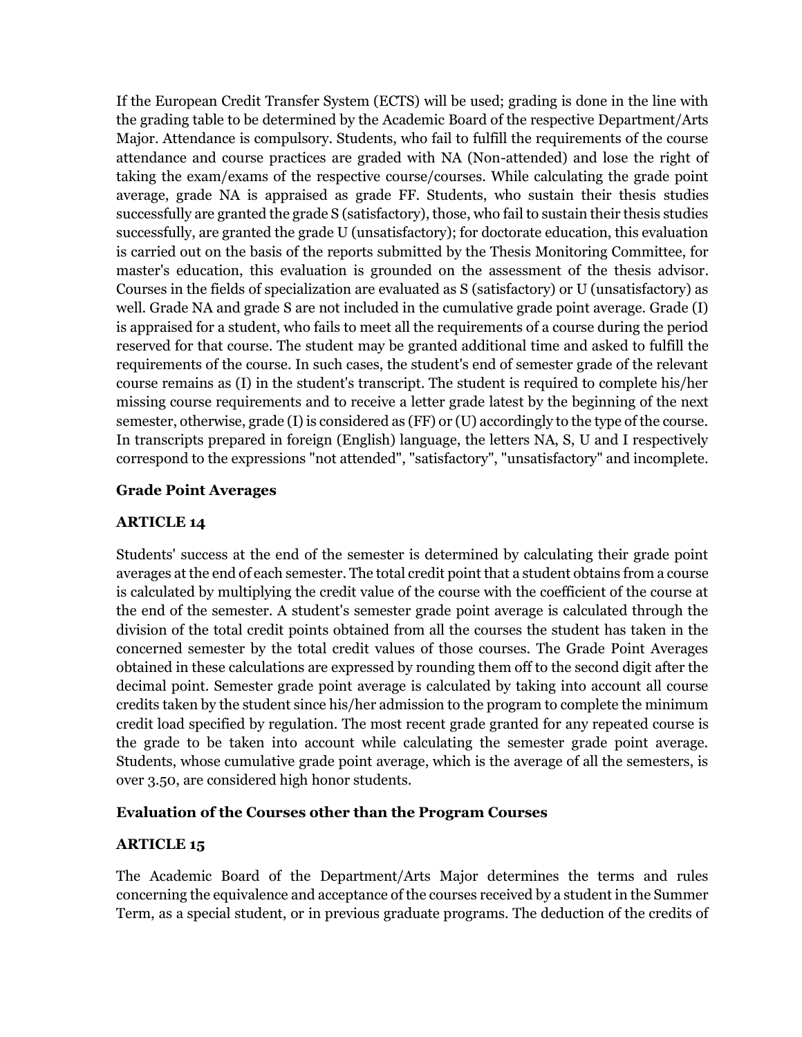If the European Credit Transfer System (ECTS) will be used; grading is done in the line with the grading table to be determined by the Academic Board of the respective Department/Arts Major. Attendance is compulsory. Students, who fail to fulfill the requirements of the course attendance and course practices are graded with NA (Non-attended) and lose the right of taking the exam/exams of the respective course/courses. While calculating the grade point average, grade NA is appraised as grade FF. Students, who sustain their thesis studies successfully are granted the grade S (satisfactory), those, who fail to sustain their thesis studies successfully, are granted the grade U (unsatisfactory); for doctorate education, this evaluation is carried out on the basis of the reports submitted by the Thesis Monitoring Committee, for master's education, this evaluation is grounded on the assessment of the thesis advisor. Courses in the fields of specialization are evaluated as S (satisfactory) or U (unsatisfactory) as well. Grade NA and grade S are not included in the cumulative grade point average. Grade (I) is appraised for a student, who fails to meet all the requirements of a course during the period reserved for that course. The student may be granted additional time and asked to fulfill the requirements of the course. In such cases, the student's end of semester grade of the relevant course remains as (I) in the student's transcript. The student is required to complete his/her missing course requirements and to receive a letter grade latest by the beginning of the next semester, otherwise, grade (I) is considered as (FF) or (U) accordingly to the type of the course. In transcripts prepared in foreign (English) language, the letters NA, S, U and I respectively correspond to the expressions "not attended", "satisfactory", "unsatisfactory" and incomplete.

### Grade Point Averages

### ARTICLE 14

Students' success at the end of the semester is determined by calculating their grade point averages at the end of each semester. The total credit point that a student obtains from a course is calculated by multiplying the credit value of the course with the coefficient of the course at the end of the semester. A student's semester grade point average is calculated through the division of the total credit points obtained from all the courses the student has taken in the concerned semester by the total credit values of those courses. The Grade Point Averages obtained in these calculations are expressed by rounding them off to the second digit after the decimal point. Semester grade point average is calculated by taking into account all course credits taken by the student since his/her admission to the program to complete the minimum credit load specified by regulation. The most recent grade granted for any repeated course is the grade to be taken into account while calculating the semester grade point average. Students, whose cumulative grade point average, which is the average of all the semesters, is over 3.50, are considered high honor students.

### Evaluation of the Courses other than the Program Courses

### ARTICLE 15

The Academic Board of the Department/Arts Major determines the terms and rules concerning the equivalence and acceptance of the courses received by a student in the Summer Term, as a special student, or in previous graduate programs. The deduction of the credits of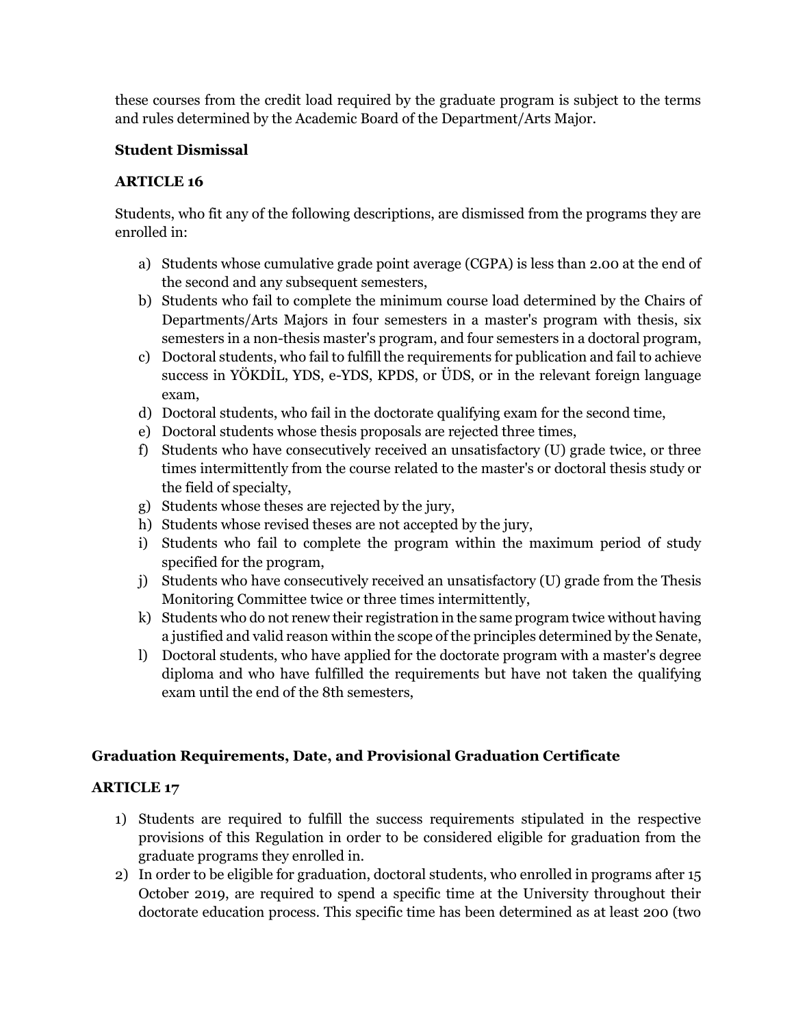these courses from the credit load required by the graduate program is subject to the terms and rules determined by the Academic Board of the Department/Arts Major.

**Student Dismissal**

**ARTICLE 16**

Students, who fit any of the following descriptions, are dismissed from the programs they are enrolled in:

a) Students whose cumulative grade point average (CGPA) is less than 2.00 at the end of the second and any subsequent semesters,
b) Students who fail to complete the minimum course load determined by the Chairs of Departments/Arts Majors in four semesters in a master's program with thesis, six semesters in a non-thesis master's program, and four semesters in a doctoral program,
c) Doctoral students, who fail to fulfill the requirements for publication and fail to achieve success in YÖKDİL, YDS, e-YDS, KPDS, or ÜDS, or in the relevant foreign language exam,
d) Doctoral students, who fail in the doctorate qualifying exam for the second time,
e) Doctoral students whose thesis proposals are rejected three times,
f) Students who have consecutively received an unsatisfactory (U) grade twice, or three times intermittently from the course related to the master's or doctoral thesis study or the field of specialty,
g) Students whose theses are rejected by the jury,
h) Students whose revised theses are not accepted by the jury,
i) Students who fail to complete the program within the maximum period of study specified for the program,
j) Students who have consecutively received an unsatisfactory (U) grade from the Thesis Monitoring Committee twice or three times intermittently,
k) Students who do not renew their registration in the same program twice without having a justified and valid reason within the scope of the principles determined by the Senate,
l) Doctoral students, who have applied for the doctorate program with a master's degree diploma and who have fulfilled the requirements but have not taken the qualifying exam until the end of the 8th semesters,

## Graduation Requirements, Date, and Provisional Graduation Certificate

**ARTICLE 17**

1) Students are required to fulfill the success requirements stipulated in the respective provisions of this Regulation in order to be considered eligible for graduation from the graduate programs they enrolled in.
2) In order to be eligible for graduation, doctoral students, who enrolled in programs after 15 October 2019, are required to spend a specific time at the University throughout their doctorate education process. This specific time has been determined as at least 200 (two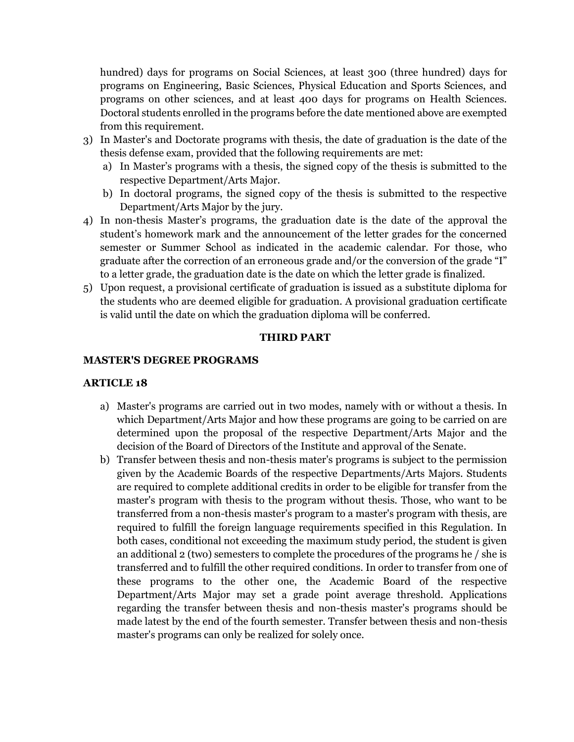hundred) days for programs on Social Sciences, at least 300 (three hundred) days for programs on Engineering, Basic Sciences, Physical Education and Sports Sciences, and programs on other sciences, and at least 400 days for programs on Health Sciences. Doctoral students enrolled in the programs before the date mentioned above are exempted from this requirement.

3) In Master's and Doctorate programs with thesis, the date of graduation is the date of the thesis defense exam, provided that the following requirements are met:
   a) In Master's programs with a thesis, the signed copy of the thesis is submitted to the respective Department/Arts Major.
   b) In doctoral programs, the signed copy of the thesis is submitted to the respective Department/Arts Major by the jury.
4) In non-thesis Master's programs, the graduation date is the date of the approval the student's homework mark and the announcement of the letter grades for the concerned semester or Summer School as indicated in the academic calendar. For those, who graduate after the correction of an erroneous grade and/or the conversion of the grade "I" to a letter grade, the graduation date is the date on which the letter grade is finalized.
5) Upon request, a provisional certificate of graduation is issued as a substitute diploma for the students who are deemed eligible for graduation. A provisional graduation certificate is valid until the date on which the graduation diploma will be conferred.

## THIRD PART

## MASTER'S DEGREE PROGRAMS

### ARTICLE 18

a) Master's programs are carried out in two modes, namely with or without a thesis. In which Department/Arts Major and how these programs are going to be carried on are determined upon the proposal of the respective Department/Arts Major and the decision of the Board of Directors of the Institute and approval of the Senate.
b) Transfer between thesis and non-thesis mater's programs is subject to the permission given by the Academic Boards of the respective Departments/Arts Majors. Students are required to complete additional credits in order to be eligible for transfer from the master's program with thesis to the program without thesis. Those, who want to be transferred from a non-thesis master's program to a master's program with thesis, are required to fulfill the foreign language requirements specified in this Regulation. In both cases, conditional not exceeding the maximum study period, the student is given an additional 2 (two) semesters to complete the procedures of the programs he / she is transferred and to fulfill the other required conditions. In order to transfer from one of these programs to the other one, the Academic Board of the respective Department/Arts Major may set a grade point average threshold. Applications regarding the transfer between thesis and non-thesis master's programs should be made latest by the end of the fourth semester. Transfer between thesis and non-thesis master's programs can only be realized for solely once.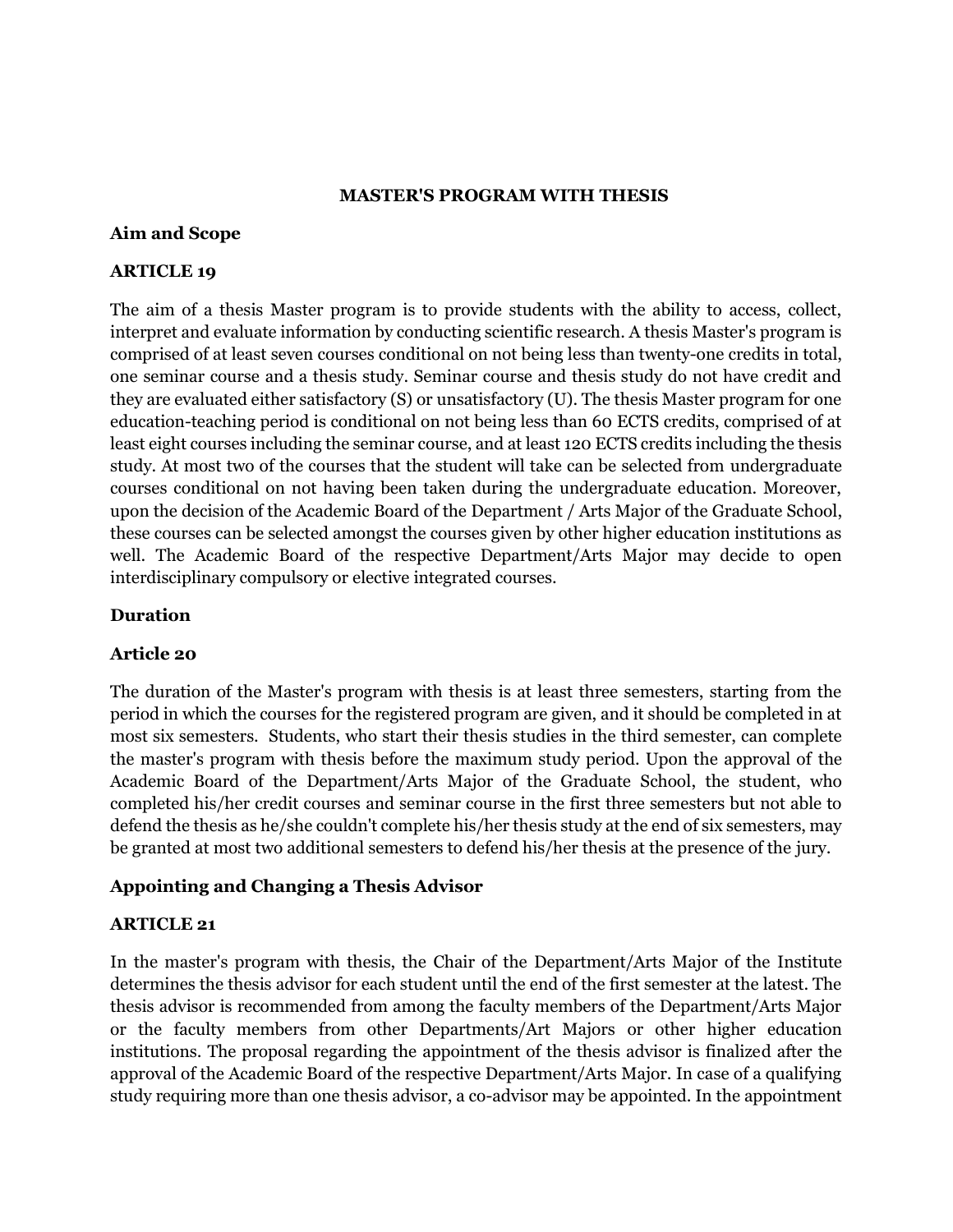## MASTER'S PROGRAM WITH THESIS

### Aim and Scope

### ARTICLE 19

The aim of a thesis Master program is to provide students with the ability to access, collect, interpret and evaluate information by conducting scientific research. A thesis Master's program is comprised of at least seven courses conditional on not being less than twenty-one credits in total, one seminar course and a thesis study. Seminar course and thesis study do not have credit and they are evaluated either satisfactory (S) or unsatisfactory (U). The thesis Master program for one education-teaching period is conditional on not being less than 60 ECTS credits, comprised of at least eight courses including the seminar course, and at least 120 ECTS credits including the thesis study. At most two of the courses that the student will take can be selected from undergraduate courses conditional on not having been taken during the undergraduate education. Moreover, upon the decision of the Academic Board of the Department / Arts Major of the Graduate School, these courses can be selected amongst the courses given by other higher education institutions as well. The Academic Board of the respective Department/Arts Major may decide to open interdisciplinary compulsory or elective integrated courses.

### Duration

### Article 20

The duration of the Master's program with thesis is at least three semesters, starting from the period in which the courses for the registered program are given, and it should be completed in at most six semesters. Students, who start their thesis studies in the third semester, can complete the master's program with thesis before the maximum study period. Upon the approval of the Academic Board of the Department/Arts Major of the Graduate School, the student, who completed his/her credit courses and seminar course in the first three semesters but not able to defend the thesis as he/she couldn't complete his/her thesis study at the end of six semesters, may be granted at most two additional semesters to defend his/her thesis at the presence of the jury.

### Appointing and Changing a Thesis Advisor

### ARTICLE 21

In the master's program with thesis, the Chair of the Department/Arts Major of the Institute determines the thesis advisor for each student until the end of the first semester at the latest. The thesis advisor is recommended from among the faculty members of the Department/Arts Major or the faculty members from other Departments/Art Majors or other higher education institutions. The proposal regarding the appointment of the thesis advisor is finalized after the approval of the Academic Board of the respective Department/Arts Major. In case of a qualifying study requiring more than one thesis advisor, a co-advisor may be appointed. In the appointment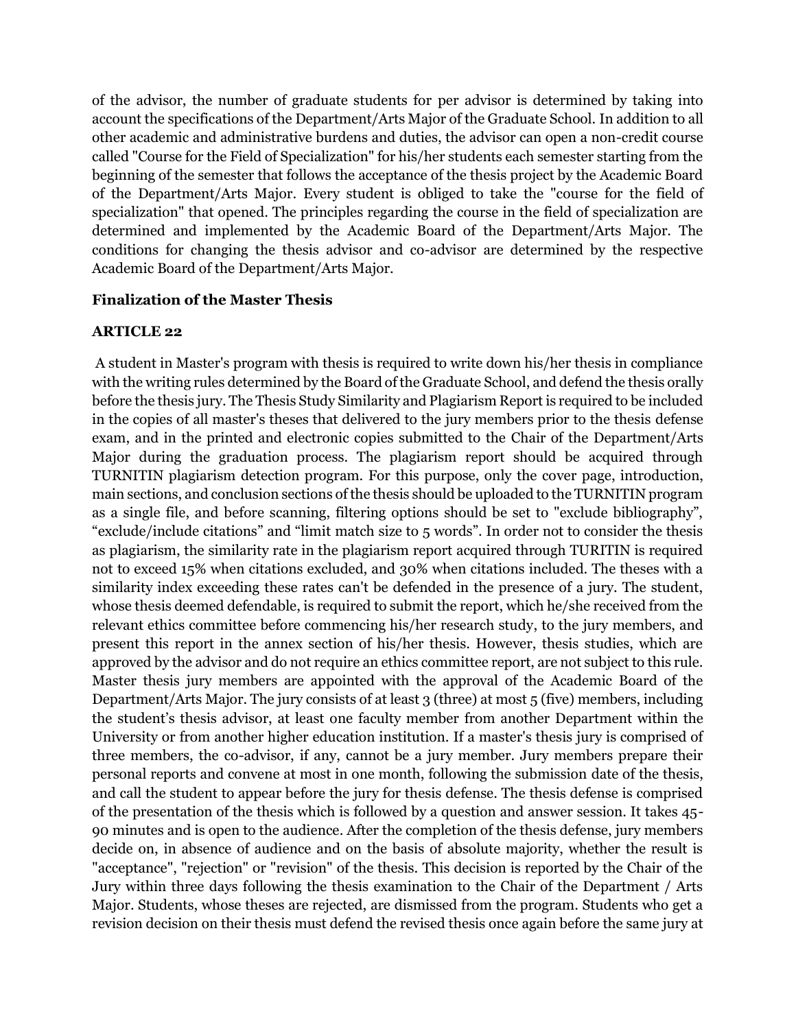of the advisor, the number of graduate students for per advisor is determined by taking into account the specifications of the Department/Arts Major of the Graduate School. In addition to all other academic and administrative burdens and duties, the advisor can open a non-credit course called "Course for the Field of Specialization" for his/her students each semester starting from the beginning of the semester that follows the acceptance of the thesis project by the Academic Board of the Department/Arts Major. Every student is obliged to take the "course for the field of specialization" that opened. The principles regarding the course in the field of specialization are determined and implemented by the Academic Board of the Department/Arts Major. The conditions for changing the thesis advisor and co-advisor are determined by the respective Academic Board of the Department/Arts Major.

**Finalization of the Master Thesis**

**ARTICLE 22**

A student in Master's program with thesis is required to write down his/her thesis in compliance with the writing rules determined by the Board of the Graduate School, and defend the thesis orally before the thesis jury. The Thesis Study Similarity and Plagiarism Report is required to be included in the copies of all master's theses that delivered to the jury members prior to the thesis defense exam, and in the printed and electronic copies submitted to the Chair of the Department/Arts Major during the graduation process. The plagiarism report should be acquired through TURNITIN plagiarism detection program. For this purpose, only the cover page, introduction, main sections, and conclusion sections of the thesis should be uploaded to the TURNITIN program as a single file, and before scanning, filtering options should be set to "exclude bibliography", "exclude/include citations" and "limit match size to 5 words". In order not to consider the thesis as plagiarism, the similarity rate in the plagiarism report acquired through TURITIN is required not to exceed 15% when citations excluded, and 30% when citations included. The theses with a similarity index exceeding these rates can't be defended in the presence of a jury. The student, whose thesis deemed defendable, is required to submit the report, which he/she received from the relevant ethics committee before commencing his/her research study, to the jury members, and present this report in the annex section of his/her thesis. However, thesis studies, which are approved by the advisor and do not require an ethics committee report, are not subject to this rule. Master thesis jury members are appointed with the approval of the Academic Board of the Department/Arts Major. The jury consists of at least 3 (three) at most 5 (five) members, including the student's thesis advisor, at least one faculty member from another Department within the University or from another higher education institution. If a master's thesis jury is comprised of three members, the co-advisor, if any, cannot be a jury member. Jury members prepare their personal reports and convene at most in one month, following the submission date of the thesis, and call the student to appear before the jury for thesis defense. The thesis defense is comprised of the presentation of the thesis which is followed by a question and answer session. It takes 45-90 minutes and is open to the audience. After the completion of the thesis defense, jury members decide on, in absence of audience and on the basis of absolute majority, whether the result is "acceptance", "rejection" or "revision" of the thesis. This decision is reported by the Chair of the Jury within three days following the thesis examination to the Chair of the Department / Arts Major. Students, whose theses are rejected, are dismissed from the program. Students who get a revision decision on their thesis must defend the revised thesis once again before the same jury at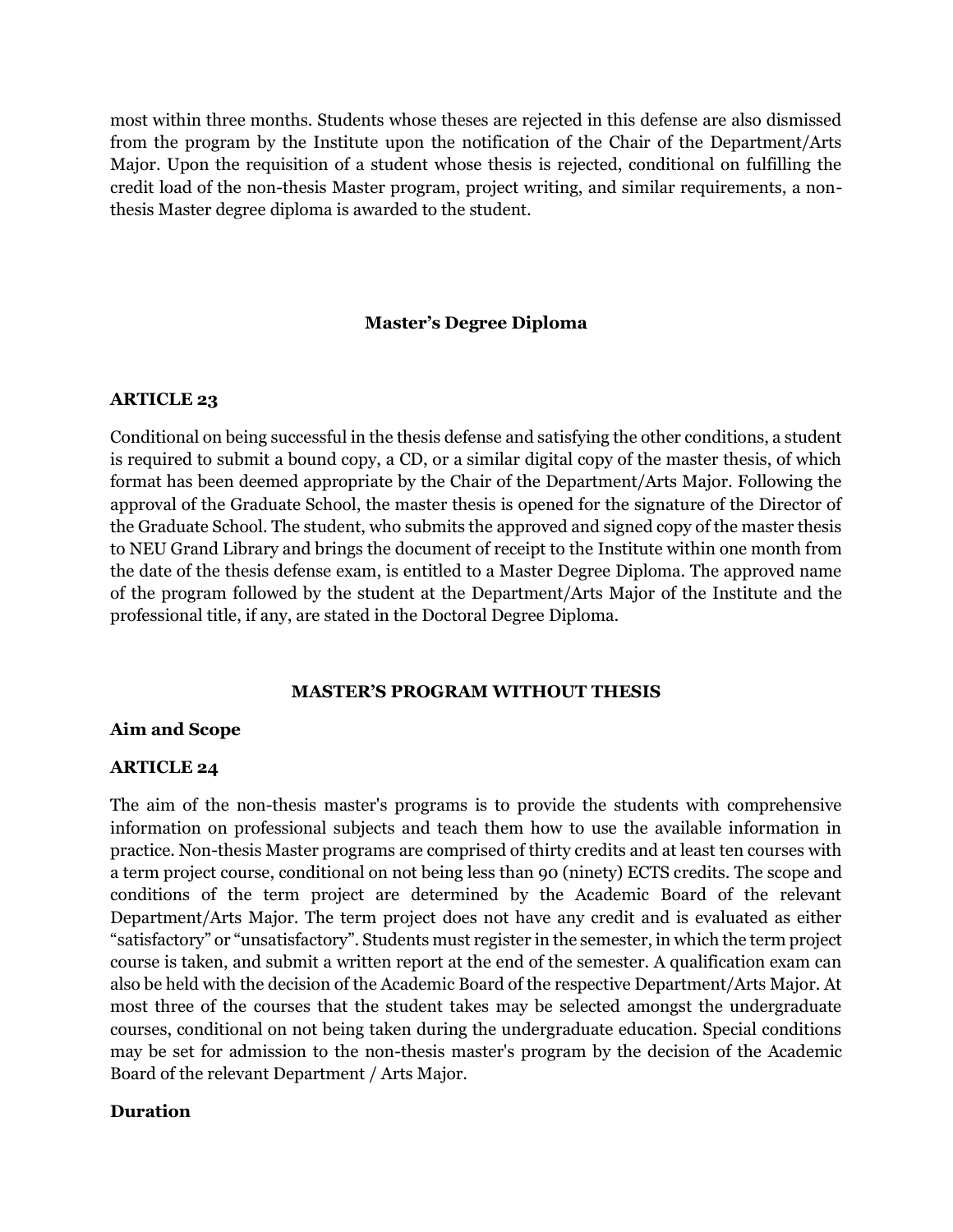most within three months. Students whose theses are rejected in this defense are also dismissed from the program by the Institute upon the notification of the Chair of the Department/Arts Major. Upon the requisition of a student whose thesis is rejected, conditional on fulfilling the credit load of the non-thesis Master program, project writing, and similar requirements, a non-thesis Master degree diploma is awarded to the student.

### Master's Degree Diploma

**ARTICLE 23**

Conditional on being successful in the thesis defense and satisfying the other conditions, a student is required to submit a bound copy, a CD, or a similar digital copy of the master thesis, of which format has been deemed appropriate by the Chair of the Department/Arts Major. Following the approval of the Graduate School, the master thesis is opened for the signature of the Director of the Graduate School. The student, who submits the approved and signed copy of the master thesis to NEU Grand Library and brings the document of receipt to the Institute within one month from the date of the thesis defense exam, is entitled to a Master Degree Diploma. The approved name of the program followed by the student at the Department/Arts Major of the Institute and the professional title, if any, are stated in the Doctoral Degree Diploma.

## MASTER'S PROGRAM WITHOUT THESIS

### Aim and Scope

**ARTICLE 24**

The aim of the non-thesis master's programs is to provide the students with comprehensive information on professional subjects and teach them how to use the available information in practice. Non-thesis Master programs are comprised of thirty credits and at least ten courses with a term project course, conditional on not being less than 90 (ninety) ECTS credits. The scope and conditions of the term project are determined by the Academic Board of the relevant Department/Arts Major. The term project does not have any credit and is evaluated as either "satisfactory" or "unsatisfactory". Students must register in the semester, in which the term project course is taken, and submit a written report at the end of the semester. A qualification exam can also be held with the decision of the Academic Board of the respective Department/Arts Major. At most three of the courses that the student takes may be selected amongst the undergraduate courses, conditional on not being taken during the undergraduate education. Special conditions may be set for admission to the non-thesis master's program by the decision of the Academic Board of the relevant Department / Arts Major.

### Duration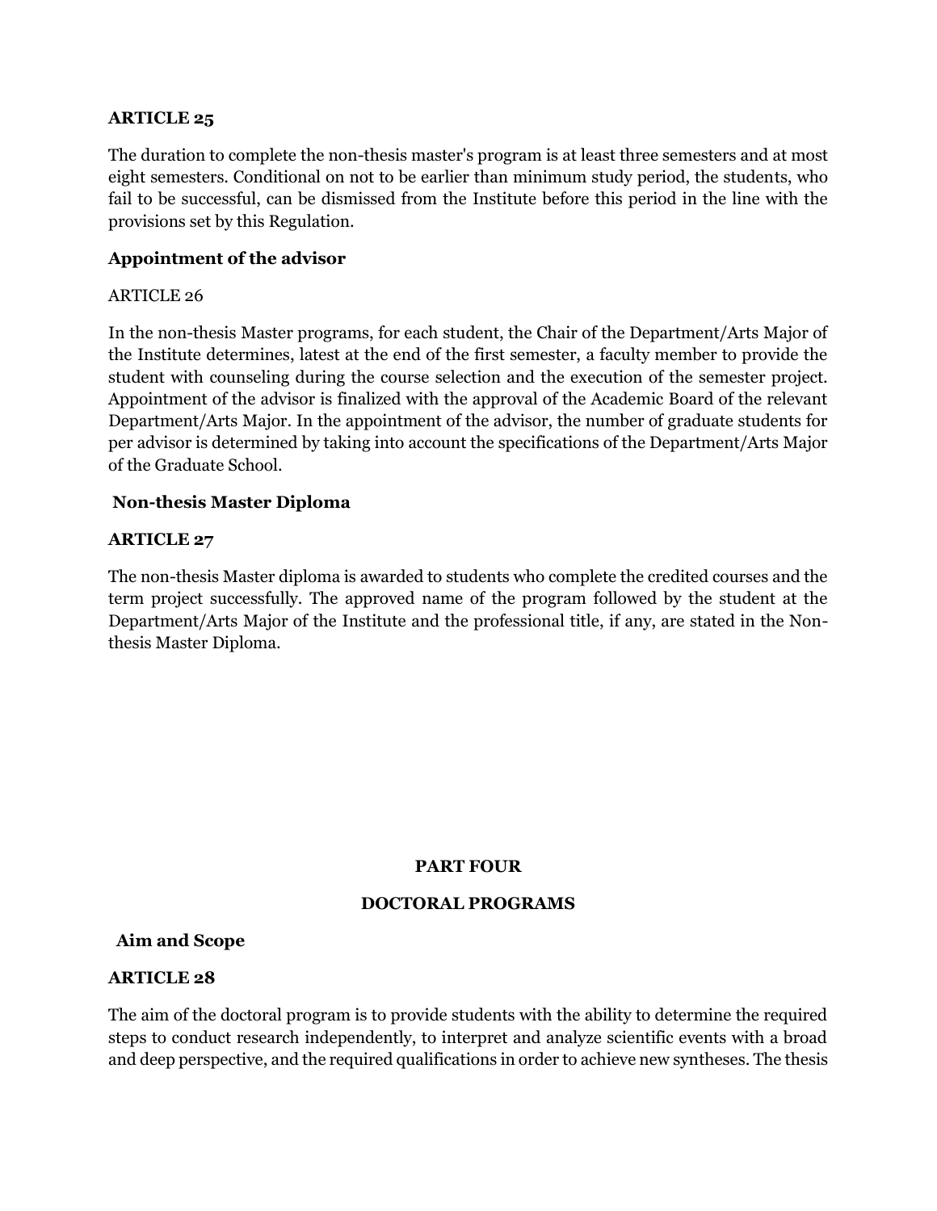**ARTICLE 25**

The duration to complete the non-thesis master's program is at least three semesters and at most eight semesters. Conditional on not to be earlier than minimum study period, the students, who fail to be successful, can be dismissed from the Institute before this period in the line with the provisions set by this Regulation.

**Appointment of the advisor**

ARTICLE 26

In the non-thesis Master programs, for each student, the Chair of the Department/Arts Major of the Institute determines, latest at the end of the first semester, a faculty member to provide the student with counseling during the course selection and the execution of the semester project. Appointment of the advisor is finalized with the approval of the Academic Board of the relevant Department/Arts Major. In the appointment of the advisor, the number of graduate students for per advisor is determined by taking into account the specifications of the Department/Arts Major of the Graduate School.

**Non-thesis Master Diploma**

**ARTICLE 27**

The non-thesis Master diploma is awarded to students who complete the credited courses and the term project successfully. The approved name of the program followed by the student at the Department/Arts Major of the Institute and the professional title, if any, are stated in the Non-thesis Master Diploma.

## PART FOUR

## DOCTORAL PROGRAMS

**Aim and Scope**

**ARTICLE 28**

The aim of the doctoral program is to provide students with the ability to determine the required steps to conduct research independently, to interpret and analyze scientific events with a broad and deep perspective, and the required qualifications in order to achieve new syntheses. The thesis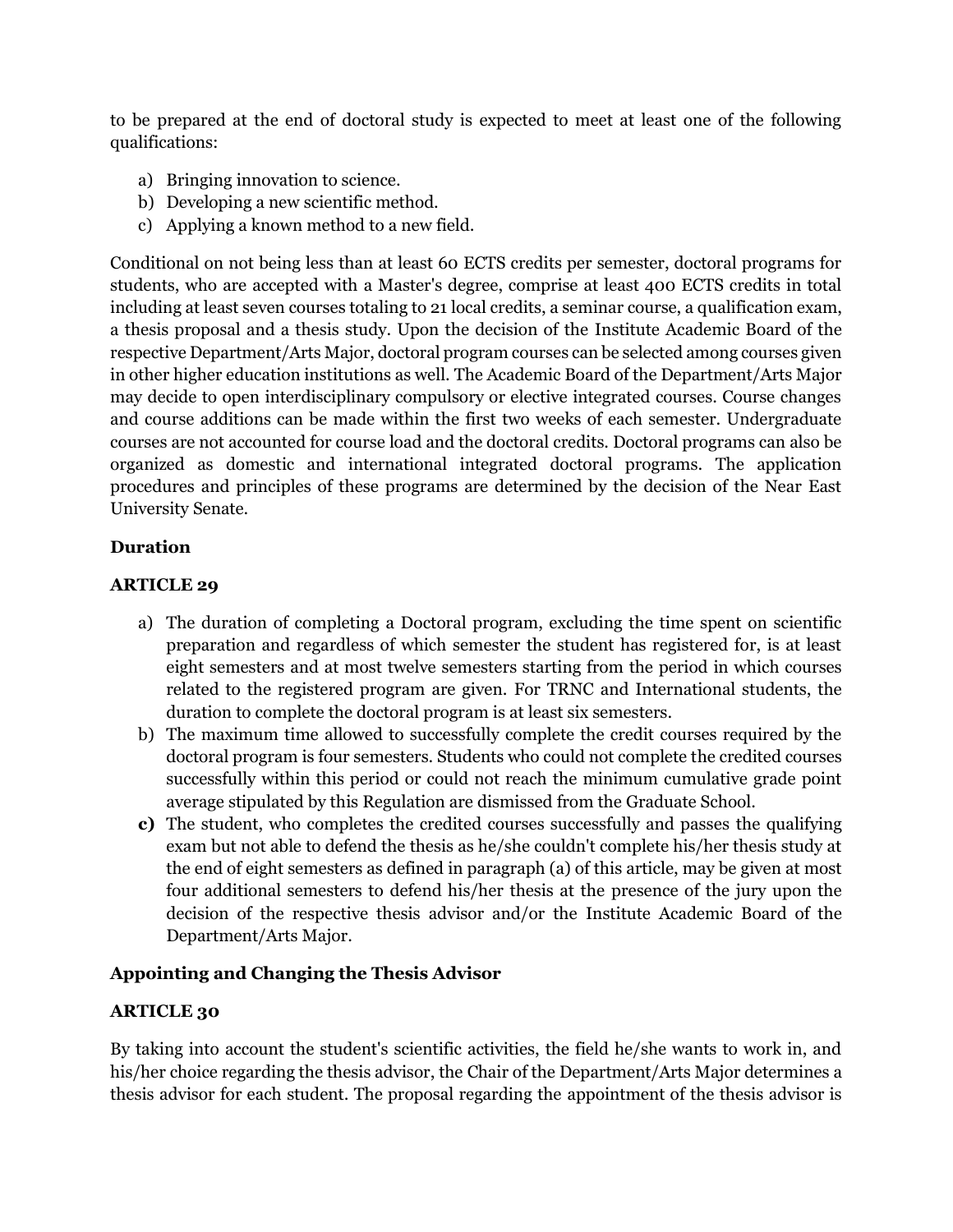to be prepared at the end of doctoral study is expected to meet at least one of the following qualifications:

a) Bringing innovation to science.
b) Developing a new scientific method.
c) Applying a known method to a new field.

Conditional on not being less than at least 60 ECTS credits per semester, doctoral programs for students, who are accepted with a Master's degree, comprise at least 400 ECTS credits in total including at least seven courses totaling to 21 local credits, a seminar course, a qualification exam, a thesis proposal and a thesis study. Upon the decision of the Institute Academic Board of the respective Department/Arts Major, doctoral program courses can be selected among courses given in other higher education institutions as well. The Academic Board of the Department/Arts Major may decide to open interdisciplinary compulsory or elective integrated courses. Course changes and course additions can be made within the first two weeks of each semester. Undergraduate courses are not accounted for course load and the doctoral credits. Doctoral programs can also be organized as domestic and international integrated doctoral programs. The application procedures and principles of these programs are determined by the decision of the Near East University Senate.

**Duration**

**ARTICLE 29**

a) The duration of completing a Doctoral program, excluding the time spent on scientific preparation and regardless of which semester the student has registered for, is at least eight semesters and at most twelve semesters starting from the period in which courses related to the registered program are given. For TRNC and International students, the duration to complete the doctoral program is at least six semesters.
b) The maximum time allowed to successfully complete the credit courses required by the doctoral program is four semesters. Students who could not complete the credited courses successfully within this period or could not reach the minimum cumulative grade point average stipulated by this Regulation are dismissed from the Graduate School.
**c)** The student, who completes the credited courses successfully and passes the qualifying exam but not able to defend the thesis as he/she couldn't complete his/her thesis study at the end of eight semesters as defined in paragraph (a) of this article, may be given at most four additional semesters to defend his/her thesis at the presence of the jury upon the decision of the respective thesis advisor and/or the Institute Academic Board of the Department/Arts Major.

**Appointing and Changing the Thesis Advisor**

**ARTICLE 30**

By taking into account the student's scientific activities, the field he/she wants to work in, and his/her choice regarding the thesis advisor, the Chair of the Department/Arts Major determines a thesis advisor for each student. The proposal regarding the appointment of the thesis advisor is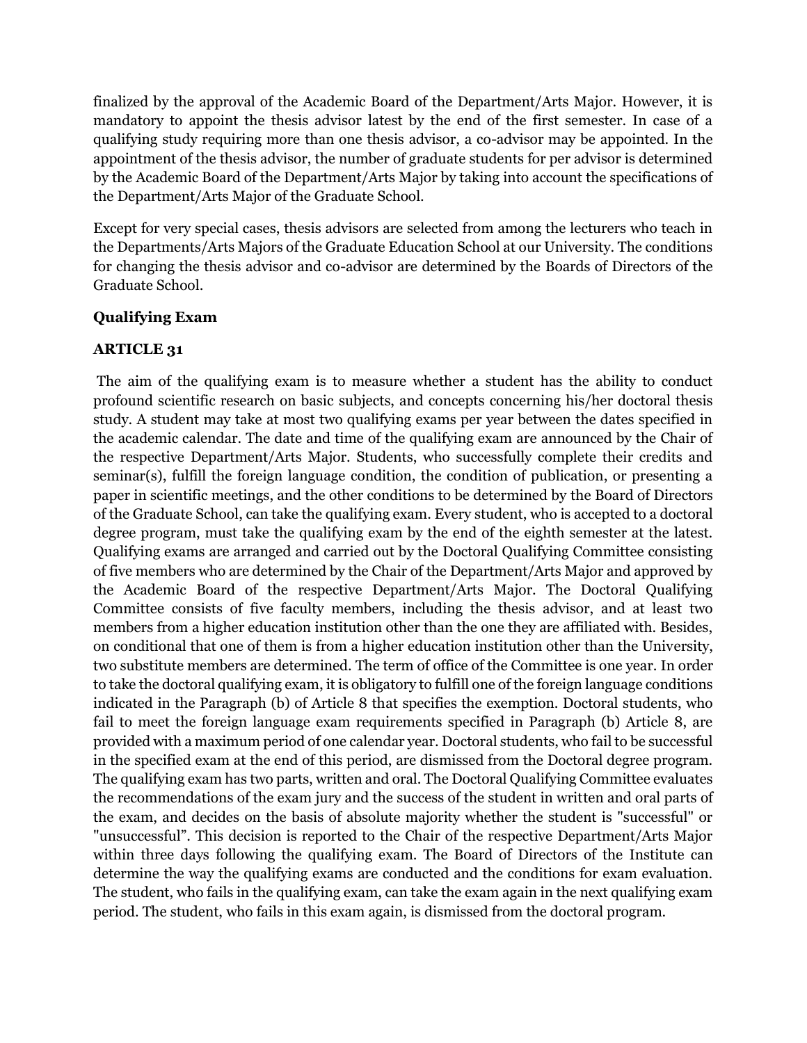finalized by the approval of the Academic Board of the Department/Arts Major. However, it is mandatory to appoint the thesis advisor latest by the end of the first semester. In case of a qualifying study requiring more than one thesis advisor, a co-advisor may be appointed. In the appointment of the thesis advisor, the number of graduate students for per advisor is determined by the Academic Board of the Department/Arts Major by taking into account the specifications of the Department/Arts Major of the Graduate School.

Except for very special cases, thesis advisors are selected from among the lecturers who teach in the Departments/Arts Majors of the Graduate Education School at our University. The conditions for changing the thesis advisor and co-advisor are determined by the Boards of Directors of the Graduate School.

**Qualifying Exam**

**ARTICLE 31**

The aim of the qualifying exam is to measure whether a student has the ability to conduct profound scientific research on basic subjects, and concepts concerning his/her doctoral thesis study. A student may take at most two qualifying exams per year between the dates specified in the academic calendar. The date and time of the qualifying exam are announced by the Chair of the respective Department/Arts Major. Students, who successfully complete their credits and seminar(s), fulfill the foreign language condition, the condition of publication, or presenting a paper in scientific meetings, and the other conditions to be determined by the Board of Directors of the Graduate School, can take the qualifying exam. Every student, who is accepted to a doctoral degree program, must take the qualifying exam by the end of the eighth semester at the latest. Qualifying exams are arranged and carried out by the Doctoral Qualifying Committee consisting of five members who are determined by the Chair of the Department/Arts Major and approved by the Academic Board of the respective Department/Arts Major. The Doctoral Qualifying Committee consists of five faculty members, including the thesis advisor, and at least two members from a higher education institution other than the one they are affiliated with. Besides, on conditional that one of them is from a higher education institution other than the University, two substitute members are determined. The term of office of the Committee is one year. In order to take the doctoral qualifying exam, it is obligatory to fulfill one of the foreign language conditions indicated in the Paragraph (b) of Article 8 that specifies the exemption. Doctoral students, who fail to meet the foreign language exam requirements specified in Paragraph (b) Article 8, are provided with a maximum period of one calendar year. Doctoral students, who fail to be successful in the specified exam at the end of this period, are dismissed from the Doctoral degree program. The qualifying exam has two parts, written and oral. The Doctoral Qualifying Committee evaluates the recommendations of the exam jury and the success of the student in written and oral parts of the exam, and decides on the basis of absolute majority whether the student is "successful" or "unsuccessful". This decision is reported to the Chair of the respective Department/Arts Major within three days following the qualifying exam. The Board of Directors of the Institute can determine the way the qualifying exams are conducted and the conditions for exam evaluation. The student, who fails in the qualifying exam, can take the exam again in the next qualifying exam period. The student, who fails in this exam again, is dismissed from the doctoral program.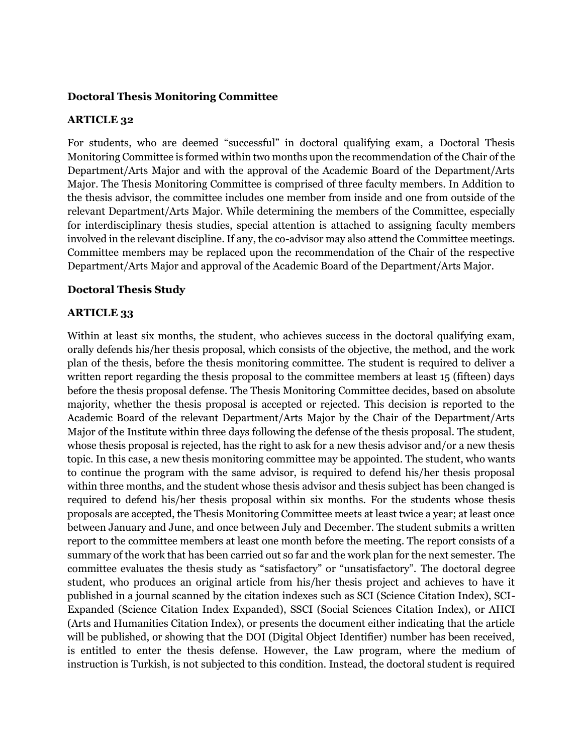**Doctoral Thesis Monitoring Committee**

**ARTICLE 32**

For students, who are deemed "successful" in doctoral qualifying exam, a Doctoral Thesis Monitoring Committee is formed within two months upon the recommendation of the Chair of the Department/Arts Major and with the approval of the Academic Board of the Department/Arts Major. The Thesis Monitoring Committee is comprised of three faculty members. In Addition to the thesis advisor, the committee includes one member from inside and one from outside of the relevant Department/Arts Major. While determining the members of the Committee, especially for interdisciplinary thesis studies, special attention is attached to assigning faculty members involved in the relevant discipline. If any, the co-advisor may also attend the Committee meetings. Committee members may be replaced upon the recommendation of the Chair of the respective Department/Arts Major and approval of the Academic Board of the Department/Arts Major.

**Doctoral Thesis Study**

**ARTICLE 33**

Within at least six months, the student, who achieves success in the doctoral qualifying exam, orally defends his/her thesis proposal, which consists of the objective, the method, and the work plan of the thesis, before the thesis monitoring committee. The student is required to deliver a written report regarding the thesis proposal to the committee members at least 15 (fifteen) days before the thesis proposal defense. The Thesis Monitoring Committee decides, based on absolute majority, whether the thesis proposal is accepted or rejected. This decision is reported to the Academic Board of the relevant Department/Arts Major by the Chair of the Department/Arts Major of the Institute within three days following the defense of the thesis proposal. The student, whose thesis proposal is rejected, has the right to ask for a new thesis advisor and/or a new thesis topic. In this case, a new thesis monitoring committee may be appointed. The student, who wants to continue the program with the same advisor, is required to defend his/her thesis proposal within three months, and the student whose thesis advisor and thesis subject has been changed is required to defend his/her thesis proposal within six months. For the students whose thesis proposals are accepted, the Thesis Monitoring Committee meets at least twice a year; at least once between January and June, and once between July and December. The student submits a written report to the committee members at least one month before the meeting. The report consists of a summary of the work that has been carried out so far and the work plan for the next semester. The committee evaluates the thesis study as "satisfactory" or "unsatisfactory". The doctoral degree student, who produces an original article from his/her thesis project and achieves to have it published in a journal scanned by the citation indexes such as SCI (Science Citation Index), SCI-Expanded (Science Citation Index Expanded), SSCI (Social Sciences Citation Index), or AHCI (Arts and Humanities Citation Index), or presents the document either indicating that the article will be published, or showing that the DOI (Digital Object Identifier) number has been received, is entitled to enter the thesis defense. However, the Law program, where the medium of instruction is Turkish, is not subjected to this condition. Instead, the doctoral student is required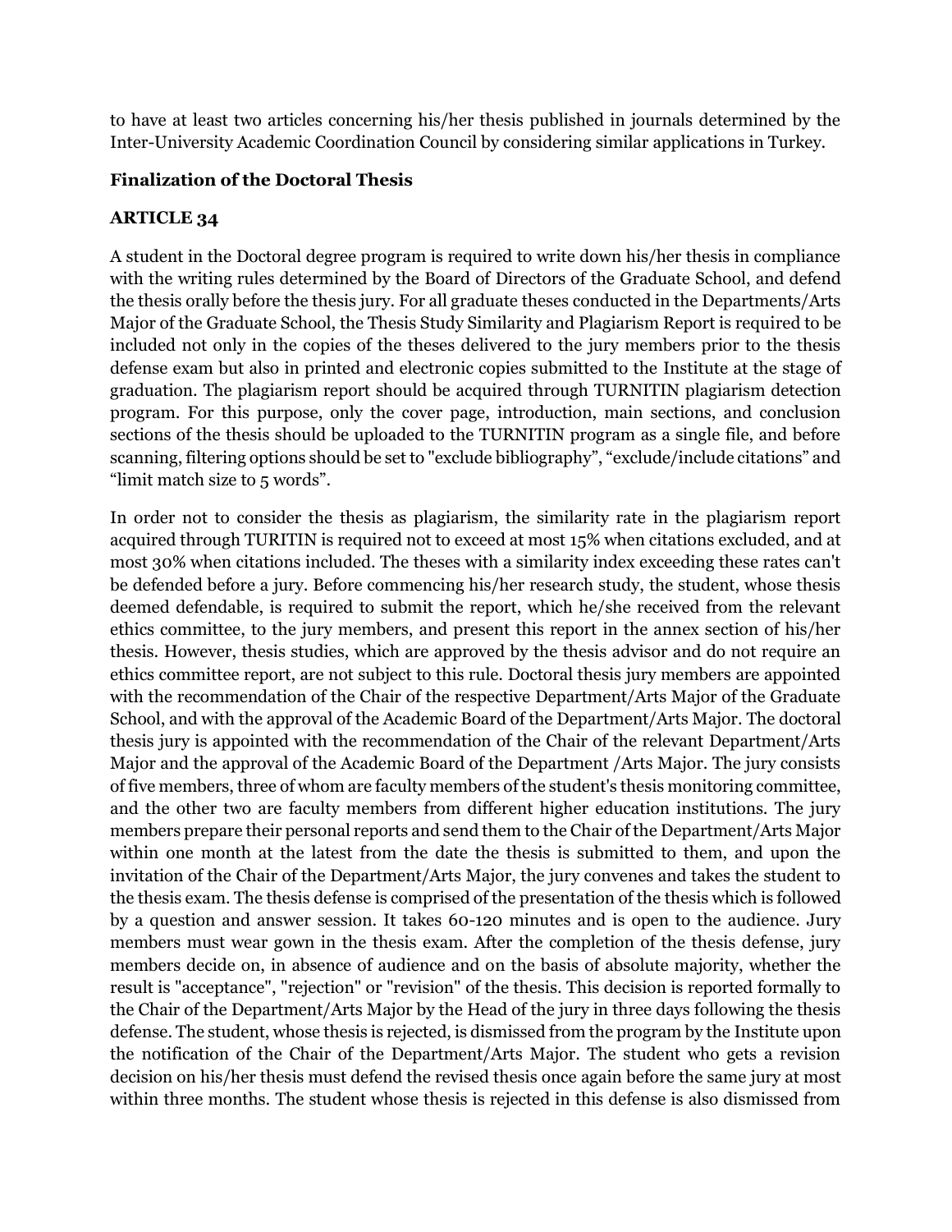to have at least two articles concerning his/her thesis published in journals determined by the Inter-University Academic Coordination Council by considering similar applications in Turkey.

**Finalization of the Doctoral Thesis**

**ARTICLE 34**

A student in the Doctoral degree program is required to write down his/her thesis in compliance with the writing rules determined by the Board of Directors of the Graduate School, and defend the thesis orally before the thesis jury. For all graduate theses conducted in the Departments/Arts Major of the Graduate School, the Thesis Study Similarity and Plagiarism Report is required to be included not only in the copies of the theses delivered to the jury members prior to the thesis defense exam but also in printed and electronic copies submitted to the Institute at the stage of graduation. The plagiarism report should be acquired through TURNITIN plagiarism detection program. For this purpose, only the cover page, introduction, main sections, and conclusion sections of the thesis should be uploaded to the TURNITIN program as a single file, and before scanning, filtering options should be set to "exclude bibliography", "exclude/include citations" and "limit match size to 5 words".

In order not to consider the thesis as plagiarism, the similarity rate in the plagiarism report acquired through TURITIN is required not to exceed at most 15% when citations excluded, and at most 30% when citations included. The theses with a similarity index exceeding these rates can't be defended before a jury. Before commencing his/her research study, the student, whose thesis deemed defendable, is required to submit the report, which he/she received from the relevant ethics committee, to the jury members, and present this report in the annex section of his/her thesis. However, thesis studies, which are approved by the thesis advisor and do not require an ethics committee report, are not subject to this rule. Doctoral thesis jury members are appointed with the recommendation of the Chair of the respective Department/Arts Major of the Graduate School, and with the approval of the Academic Board of the Department/Arts Major. The doctoral thesis jury is appointed with the recommendation of the Chair of the relevant Department/Arts Major and the approval of the Academic Board of the Department /Arts Major. The jury consists of five members, three of whom are faculty members of the student's thesis monitoring committee, and the other two are faculty members from different higher education institutions. The jury members prepare their personal reports and send them to the Chair of the Department/Arts Major within one month at the latest from the date the thesis is submitted to them, and upon the invitation of the Chair of the Department/Arts Major, the jury convenes and takes the student to the thesis exam. The thesis defense is comprised of the presentation of the thesis which is followed by a question and answer session. It takes 60-120 minutes and is open to the audience. Jury members must wear gown in the thesis exam. After the completion of the thesis defense, jury members decide on, in absence of audience and on the basis of absolute majority, whether the result is "acceptance", "rejection" or "revision" of the thesis. This decision is reported formally to the Chair of the Department/Arts Major by the Head of the jury in three days following the thesis defense. The student, whose thesis is rejected, is dismissed from the program by the Institute upon the notification of the Chair of the Department/Arts Major. The student who gets a revision decision on his/her thesis must defend the revised thesis once again before the same jury at most within three months. The student whose thesis is rejected in this defense is also dismissed from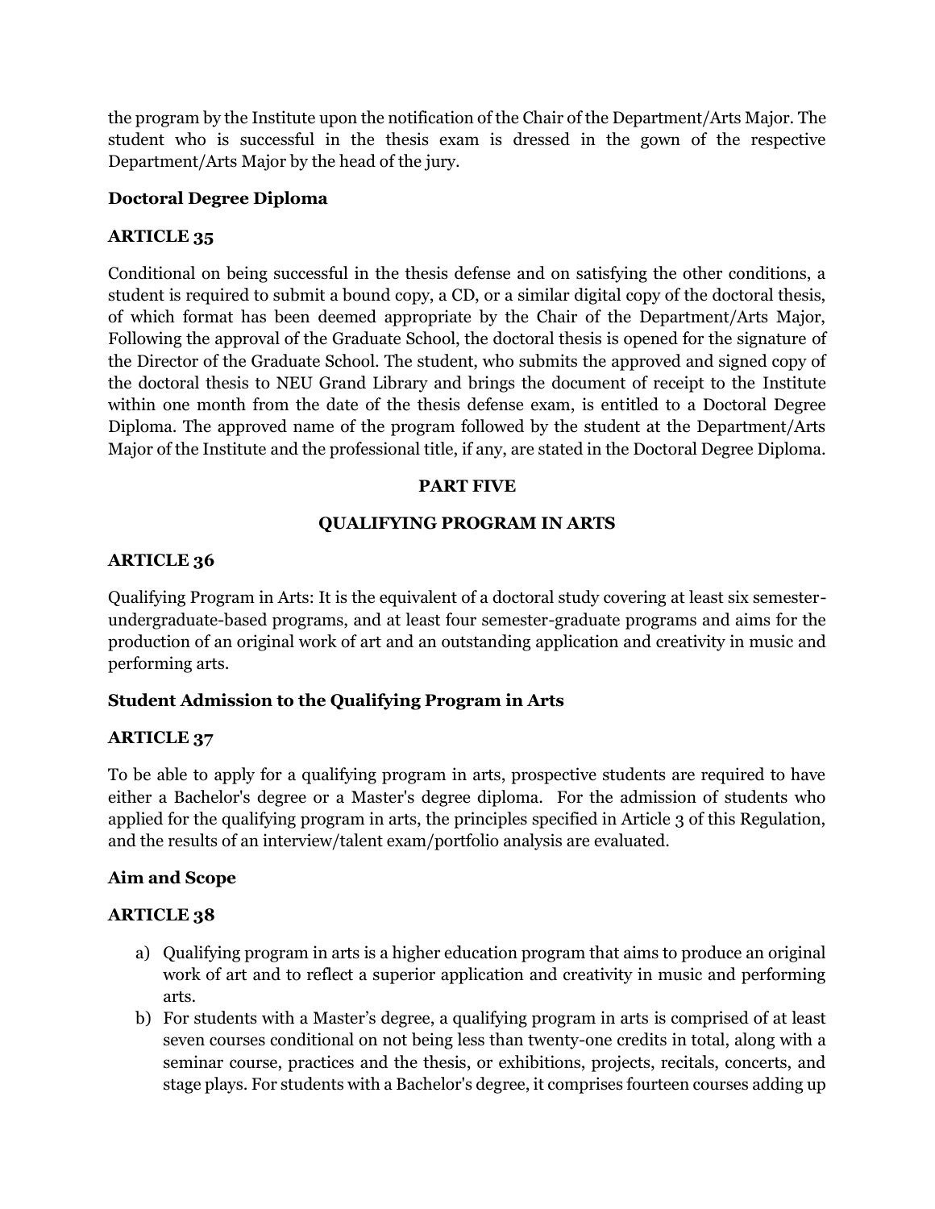the program by the Institute upon the notification of the Chair of the Department/Arts Major. The student who is successful in the thesis exam is dressed in the gown of the respective Department/Arts Major by the head of the jury.

**Doctoral Degree Diploma**

**ARTICLE 35**

Conditional on being successful in the thesis defense and on satisfying the other conditions, a student is required to submit a bound copy, a CD, or a similar digital copy of the doctoral thesis, of which format has been deemed appropriate by the Chair of the Department/Arts Major, Following the approval of the Graduate School, the doctoral thesis is opened for the signature of the Director of the Graduate School. The student, who submits the approved and signed copy of the doctoral thesis to NEU Grand Library and brings the document of receipt to the Institute within one month from the date of the thesis defense exam, is entitled to a Doctoral Degree Diploma. The approved name of the program followed by the student at the Department/Arts Major of the Institute and the professional title, if any, are stated in the Doctoral Degree Diploma.

## PART FIVE

## QUALIFYING PROGRAM IN ARTS

**ARTICLE 36**

Qualifying Program in Arts: It is the equivalent of a doctoral study covering at least six semester-undergraduate-based programs, and at least four semester-graduate programs and aims for the production of an original work of art and an outstanding application and creativity in music and performing arts.

**Student Admission to the Qualifying Program in Arts**

**ARTICLE 37**

To be able to apply for a qualifying program in arts, prospective students are required to have either a Bachelor's degree or a Master's degree diploma. For the admission of students who applied for the qualifying program in arts, the principles specified in Article 3 of this Regulation, and the results of an interview/talent exam/portfolio analysis are evaluated.

**Aim and Scope**

**ARTICLE 38**

a) Qualifying program in arts is a higher education program that aims to produce an original work of art and to reflect a superior application and creativity in music and performing arts.
b) For students with a Master's degree, a qualifying program in arts is comprised of at least seven courses conditional on not being less than twenty-one credits in total, along with a seminar course, practices and the thesis, or exhibitions, projects, recitals, concerts, and stage plays. For students with a Bachelor's degree, it comprises fourteen courses adding up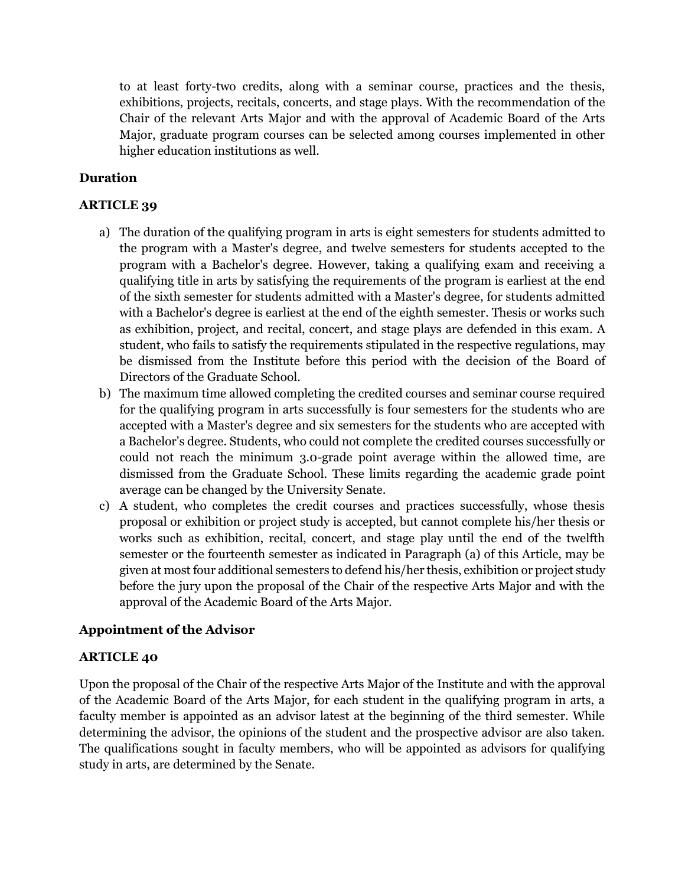to at least forty-two credits, along with a seminar course, practices and the thesis, exhibitions, projects, recitals, concerts, and stage plays. With the recommendation of the Chair of the relevant Arts Major and with the approval of Academic Board of the Arts Major, graduate program courses can be selected among courses implemented in other higher education institutions as well.

**Duration**

**ARTICLE 39**

a) The duration of the qualifying program in arts is eight semesters for students admitted to the program with a Master's degree, and twelve semesters for students accepted to the program with a Bachelor's degree. However, taking a qualifying exam and receiving a qualifying title in arts by satisfying the requirements of the program is earliest at the end of the sixth semester for students admitted with a Master's degree, for students admitted with a Bachelor's degree is earliest at the end of the eighth semester. Thesis or works such as exhibition, project, and recital, concert, and stage plays are defended in this exam. A student, who fails to satisfy the requirements stipulated in the respective regulations, may be dismissed from the Institute before this period with the decision of the Board of Directors of the Graduate School.
b) The maximum time allowed completing the credited courses and seminar course required for the qualifying program in arts successfully is four semesters for the students who are accepted with a Master's degree and six semesters for the students who are accepted with a Bachelor's degree. Students, who could not complete the credited courses successfully or could not reach the minimum 3.0-grade point average within the allowed time, are dismissed from the Graduate School. These limits regarding the academic grade point average can be changed by the University Senate.
c) A student, who completes the credit courses and practices successfully, whose thesis proposal or exhibition or project study is accepted, but cannot complete his/her thesis or works such as exhibition, recital, concert, and stage play until the end of the twelfth semester or the fourteenth semester as indicated in Paragraph (a) of this Article, may be given at most four additional semesters to defend his/her thesis, exhibition or project study before the jury upon the proposal of the Chair of the respective Arts Major and with the approval of the Academic Board of the Arts Major.

**Appointment of the Advisor**

**ARTICLE 40**

Upon the proposal of the Chair of the respective Arts Major of the Institute and with the approval of the Academic Board of the Arts Major, for each student in the qualifying program in arts, a faculty member is appointed as an advisor latest at the beginning of the third semester. While determining the advisor, the opinions of the student and the prospective advisor are also taken. The qualifications sought in faculty members, who will be appointed as advisors for qualifying study in arts, are determined by the Senate.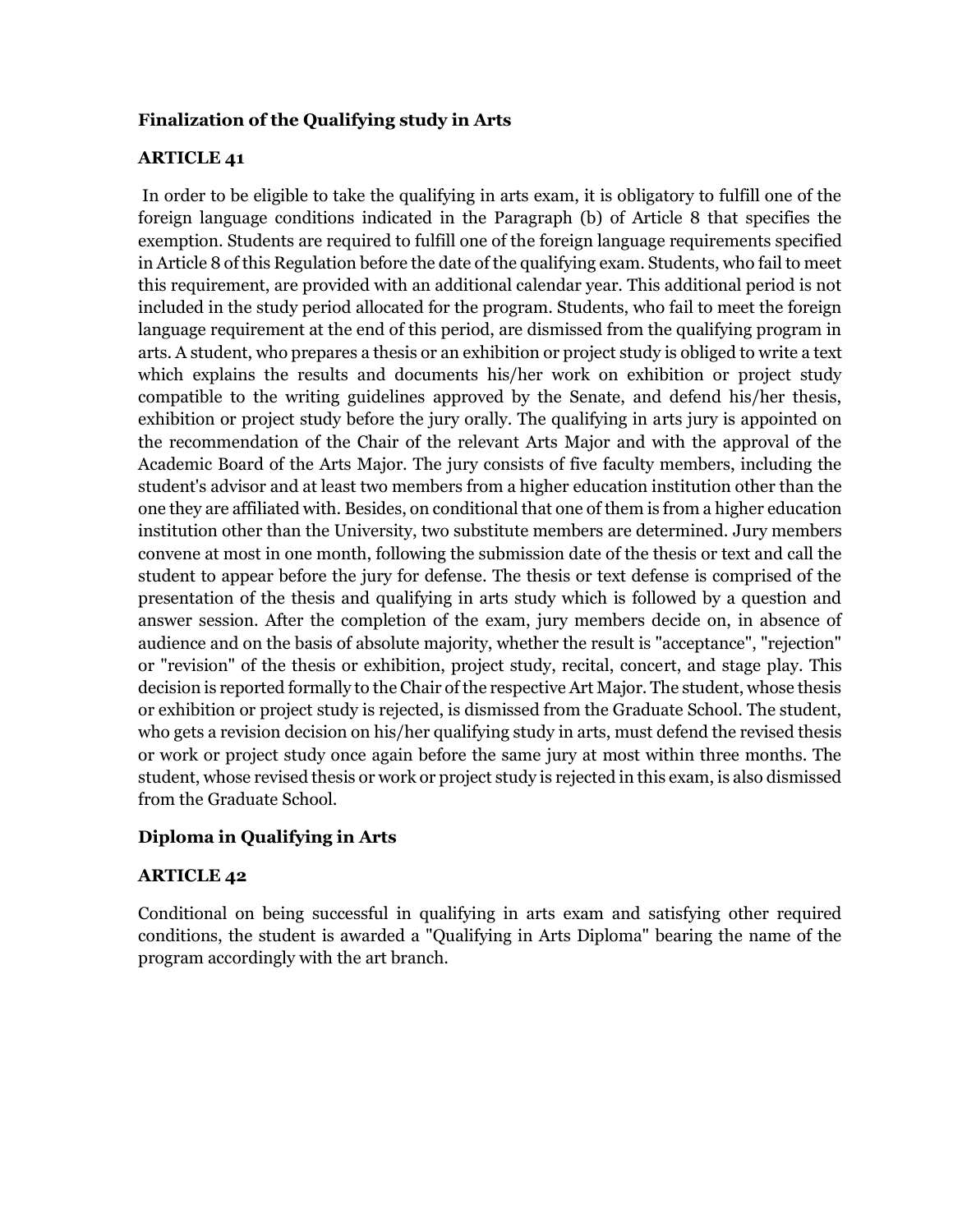**Finalization of the Qualifying study in Arts**

**ARTICLE 41**

In order to be eligible to take the qualifying in arts exam, it is obligatory to fulfill one of the foreign language conditions indicated in the Paragraph (b) of Article 8 that specifies the exemption. Students are required to fulfill one of the foreign language requirements specified in Article 8 of this Regulation before the date of the qualifying exam. Students, who fail to meet this requirement, are provided with an additional calendar year. This additional period is not included in the study period allocated for the program. Students, who fail to meet the foreign language requirement at the end of this period, are dismissed from the qualifying program in arts. A student, who prepares a thesis or an exhibition or project study is obliged to write a text which explains the results and documents his/her work on exhibition or project study compatible to the writing guidelines approved by the Senate, and defend his/her thesis, exhibition or project study before the jury orally. The qualifying in arts jury is appointed on the recommendation of the Chair of the relevant Arts Major and with the approval of the Academic Board of the Arts Major. The jury consists of five faculty members, including the student's advisor and at least two members from a higher education institution other than the one they are affiliated with. Besides, on conditional that one of them is from a higher education institution other than the University, two substitute members are determined. Jury members convene at most in one month, following the submission date of the thesis or text and call the student to appear before the jury for defense. The thesis or text defense is comprised of the presentation of the thesis and qualifying in arts study which is followed by a question and answer session. After the completion of the exam, jury members decide on, in absence of audience and on the basis of absolute majority, whether the result is "acceptance", "rejection" or "revision" of the thesis or exhibition, project study, recital, concert, and stage play. This decision is reported formally to the Chair of the respective Art Major. The student, whose thesis or exhibition or project study is rejected, is dismissed from the Graduate School. The student, who gets a revision decision on his/her qualifying study in arts, must defend the revised thesis or work or project study once again before the same jury at most within three months. The student, whose revised thesis or work or project study is rejected in this exam, is also dismissed from the Graduate School.

**Diploma in Qualifying in Arts**

**ARTICLE 42**

Conditional on being successful in qualifying in arts exam and satisfying other required conditions, the student is awarded a "Qualifying in Arts Diploma" bearing the name of the program accordingly with the art branch.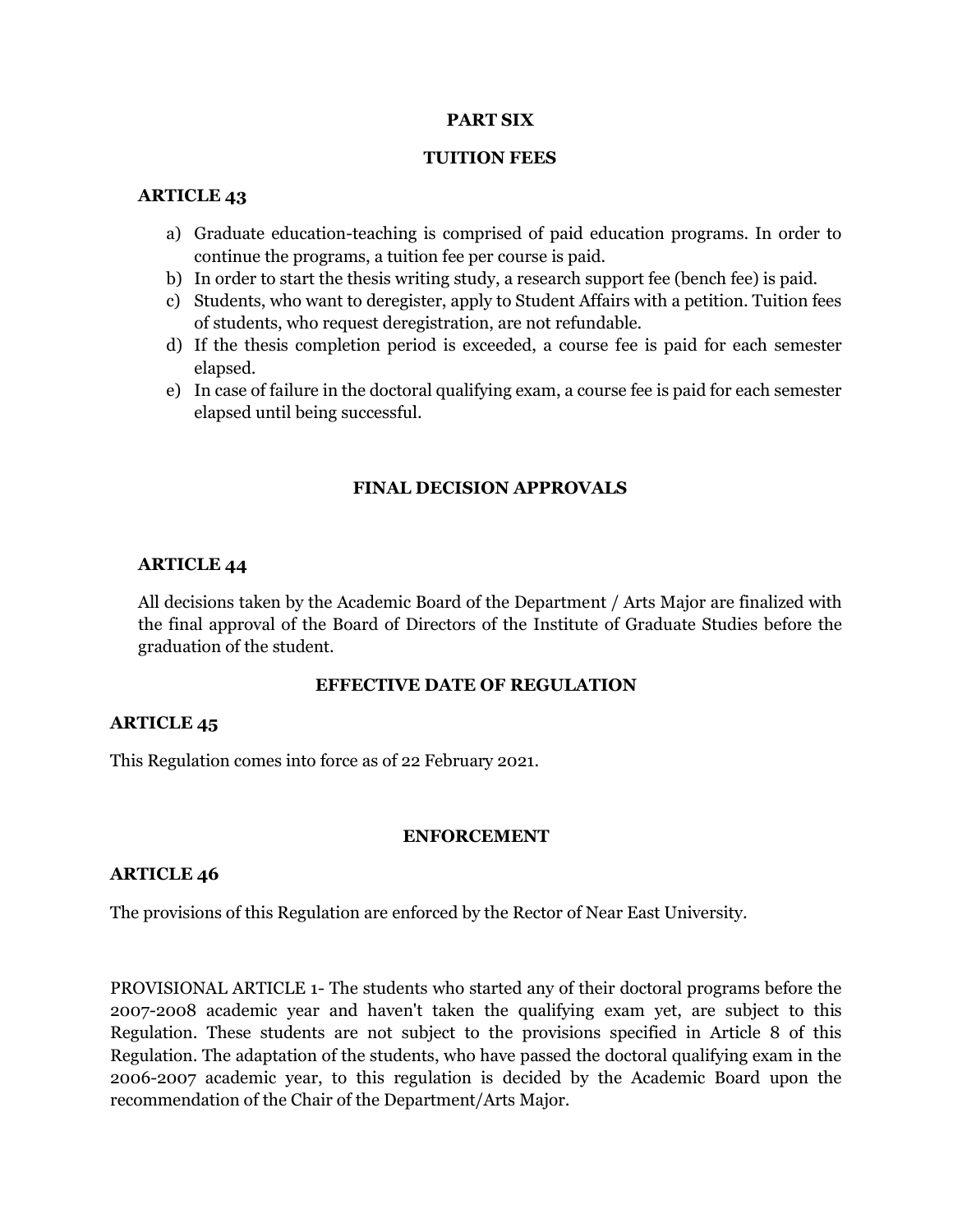## PART SIX

## TUITION FEES

### ARTICLE 43

a) Graduate education-teaching is comprised of paid education programs. In order to continue the programs, a tuition fee per course is paid.
b) In order to start the thesis writing study, a research support fee (bench fee) is paid.
c) Students, who want to deregister, apply to Student Affairs with a petition. Tuition fees of students, who request deregistration, are not refundable.
d) If the thesis completion period is exceeded, a course fee is paid for each semester elapsed.
e) In case of failure in the doctoral qualifying exam, a course fee is paid for each semester elapsed until being successful.

## FINAL DECISION APPROVALS

### ARTICLE 44

All decisions taken by the Academic Board of the Department / Arts Major are finalized with the final approval of the Board of Directors of the Institute of Graduate Studies before the graduation of the student.

## EFFECTIVE DATE OF REGULATION

### ARTICLE 45

This Regulation comes into force as of 22 February 2021.

## ENFORCEMENT

### ARTICLE 46

The provisions of this Regulation are enforced by the Rector of Near East University.

PROVISIONAL ARTICLE 1- The students who started any of their doctoral programs before the 2007-2008 academic year and haven't taken the qualifying exam yet, are subject to this Regulation. These students are not subject to the provisions specified in Article 8 of this Regulation. The adaptation of the students, who have passed the doctoral qualifying exam in the 2006-2007 academic year, to this regulation is decided by the Academic Board upon the recommendation of the Chair of the Department/Arts Major.